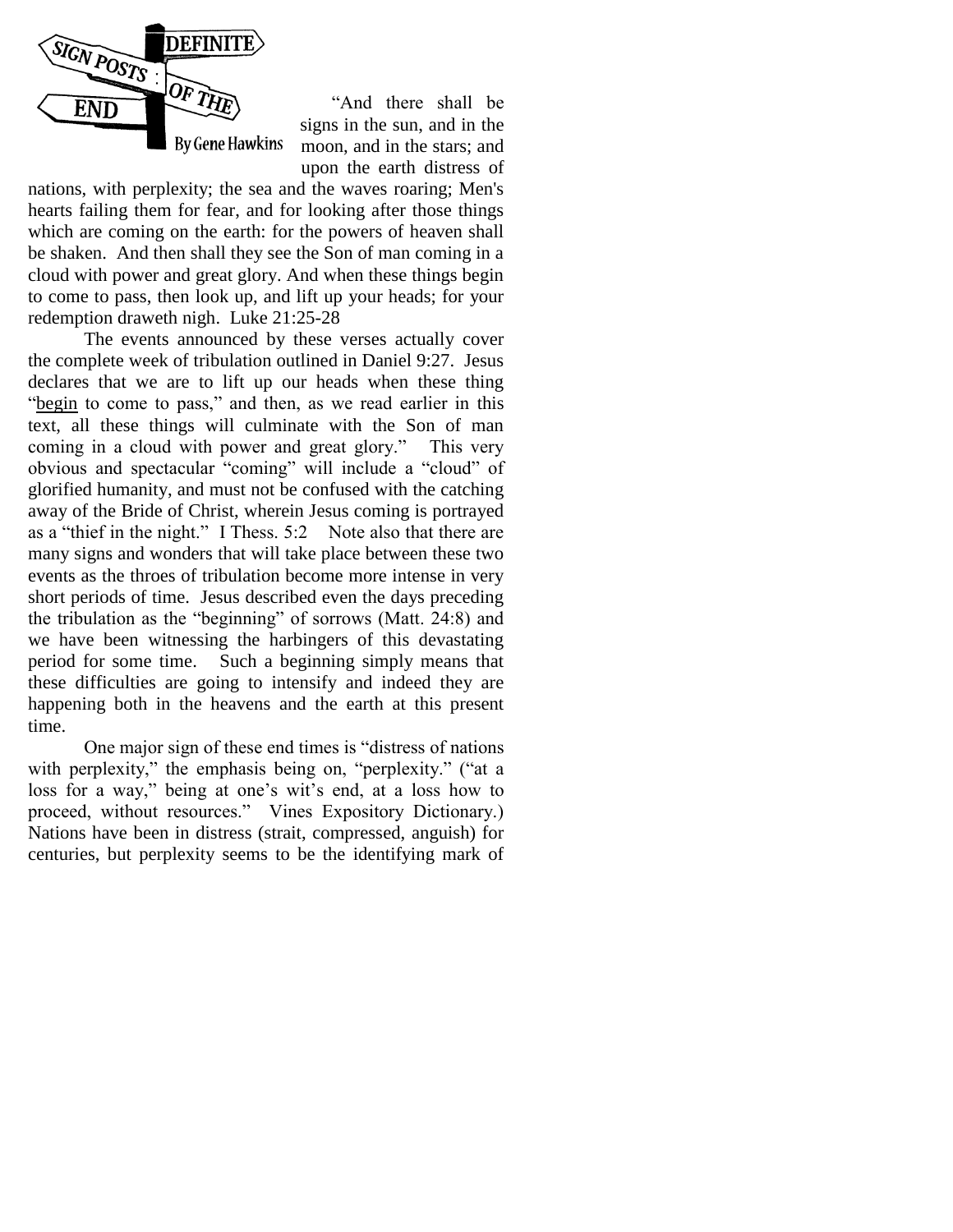# Definite Sign Posts of the End

By Gene Hawkins

"And there shall be signs in the sun, and in the moon, and in the stars; and upon the earth distress of nations, with perplexity; the sea and the waves roaring; Men's hearts failing them for fear, and for looking after those things which are coming on the earth: for the powers of heaven shall be shaken. And then shall they see the Son of man coming in a cloud with power and great glory. And when these things begin to come to pass, then look up, and lift up your heads; for your redemption draweth nigh. Luke 21:25-28

The events announced by these verses actually cover the complete week of tribulation outlined in Daniel 9:27. Jesus declares that we are to lift up our heads when these thing "<u>begin</u> to come to pass," and then, as we read earlier in this text, all these things will culminate with the Son of man coming in a cloud with power and great glory." This very obvious and spectacular "coming" will include a "cloud" of glorified humanity, and must not be confused with the catching away of the Bride of Christ, wherein Jesus coming is portrayed as a "thief in the night." I Thess. 5:2 Note also that there are many signs and wonders that will take place between these two events as the throes of tribulation become more intense in very short periods of time. Jesus described even the days preceding the tribulation as the "beginning" of sorrows (Matt. 24:8) and we have been witnessing the harbingers of this devastating period for some time. Such a beginning simply means that these difficulties are going to intensify and indeed they are happening both in the heavens and the earth at this present time.

One major sign of these end times is "distress of nations with perplexity," the emphasis being on, "perplexity." ("at a loss for a way," being at one's wit's end, at a loss how to proceed, without resources." Vines Expository Dictionary.) Nations have been in distress (strait, compressed, anguish) for centuries, but perplexity seems to be the identifying mark of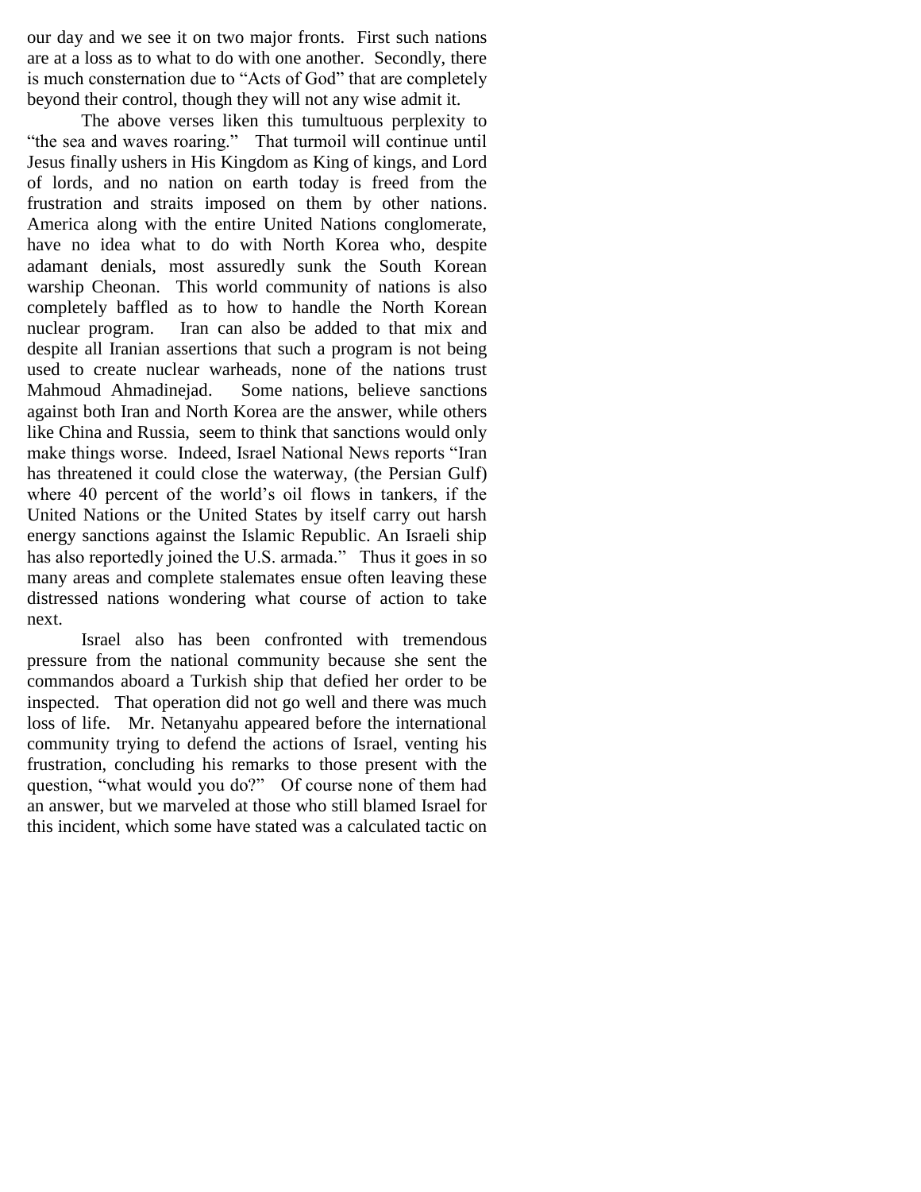our day and we see it on two major fronts. First such nations are at a loss as to what to do with one another. Secondly, there is much consternation due to "Acts of God" that are completely beyond their control, though they will not any wise admit it.

The above verses liken this tumultuous perplexity to "the sea and waves roaring." That turmoil will continue until Jesus finally ushers in His Kingdom as King of kings, and Lord of lords, and no nation on earth today is freed from the frustration and straits imposed on them by other nations. America along with the entire United Nations conglomerate, have no idea what to do with North Korea who, despite adamant denials, most assuredly sunk the South Korean warship Cheonan. This world community of nations is also completely baffled as to how to handle the North Korean nuclear program. Iran can also be added to that mix and despite all Iranian assertions that such a program is not being used to create nuclear warheads, none of the nations trust Mahmoud Ahmadinejad. Some nations, believe sanctions against both Iran and North Korea are the answer, while others like China and Russia, seem to think that sanctions would only make things worse. Indeed, Israel National News reports "Iran has threatened it could close the waterway, (the Persian Gulf) where 40 percent of the world's oil flows in tankers, if the United Nations or the United States by itself carry out harsh energy sanctions against the Islamic Republic. An Israeli ship has also reportedly joined the U.S. armada." Thus it goes in so many areas and complete stalemates ensue often leaving these distressed nations wondering what course of action to take next.

Israel also has been confronted with tremendous pressure from the national community because she sent the commandos aboard a Turkish ship that defied her order to be inspected. That operation did not go well and there was much loss of life. Mr. Netanyahu appeared before the international community trying to defend the actions of Israel, venting his frustration, concluding his remarks to those present with the question, "what would you do?" Of course none of them had an answer, but we marveled at those who still blamed Israel for this incident, which some have stated was a calculated tactic on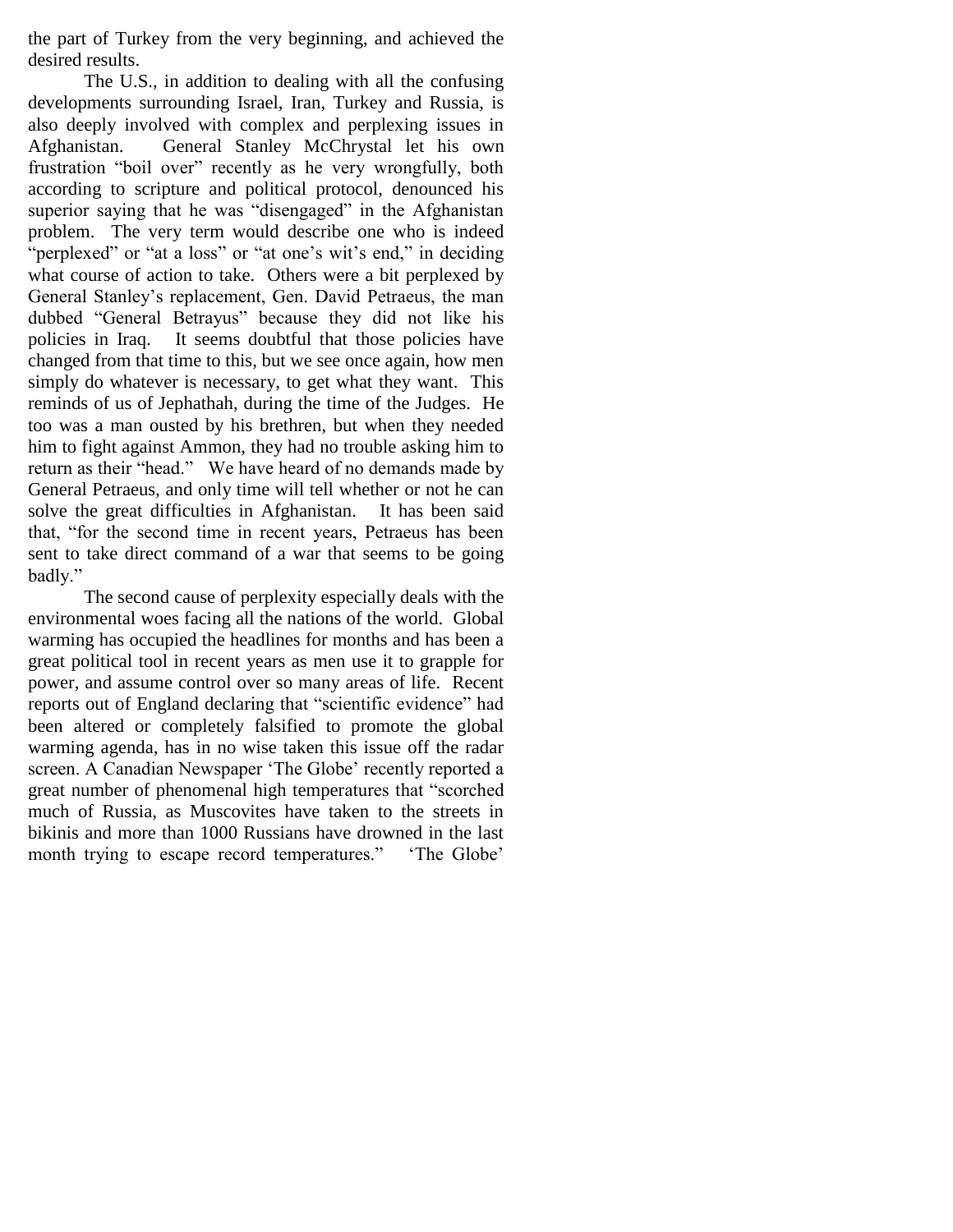the part of Turkey from the very beginning, and achieved the desired results.

The U.S., in addition to dealing with all the confusing developments surrounding Israel, Iran, Turkey and Russia, is also deeply involved with complex and perplexing issues in Afghanistan. General Stanley McChrystal let his own frustration "boil over" recently as he very wrongfully, both according to scripture and political protocol, denounced his superior saying that he was "disengaged" in the Afghanistan problem. The very term would describe one who is indeed "perplexed" or "at a loss" or "at one's wit's end," in deciding what course of action to take. Others were a bit perplexed by General Stanley's replacement, Gen. David Petraeus, the man dubbed "General Betrayus" because they did not like his policies in Iraq. It seems doubtful that those policies have changed from that time to this, but we see once again, how men simply do whatever is necessary, to get what they want. This reminds of us of Jephathah, during the time of the Judges. He too was a man ousted by his brethren, but when they needed him to fight against Ammon, they had no trouble asking him to return as their "head." We have heard of no demands made by General Petraeus, and only time will tell whether or not he can solve the great difficulties in Afghanistan. It has been said that, "for the second time in recent years, Petraeus has been sent to take direct command of a war that seems to be going badly."

The second cause of perplexity especially deals with the environmental woes facing all the nations of the world. Global warming has occupied the headlines for months and has been a great political tool in recent years as men use it to grapple for power, and assume control over so many areas of life. Recent reports out of England declaring that "scientific evidence" had been altered or completely falsified to promote the global warming agenda, has in no wise taken this issue off the radar screen. A Canadian Newspaper 'The Globe' recently reported a great number of phenomenal high temperatures that "scorched much of Russia, as Muscovites have taken to the streets in bikinis and more than 1000 Russians have drowned in the last month trying to escape record temperatures." 'The Globe'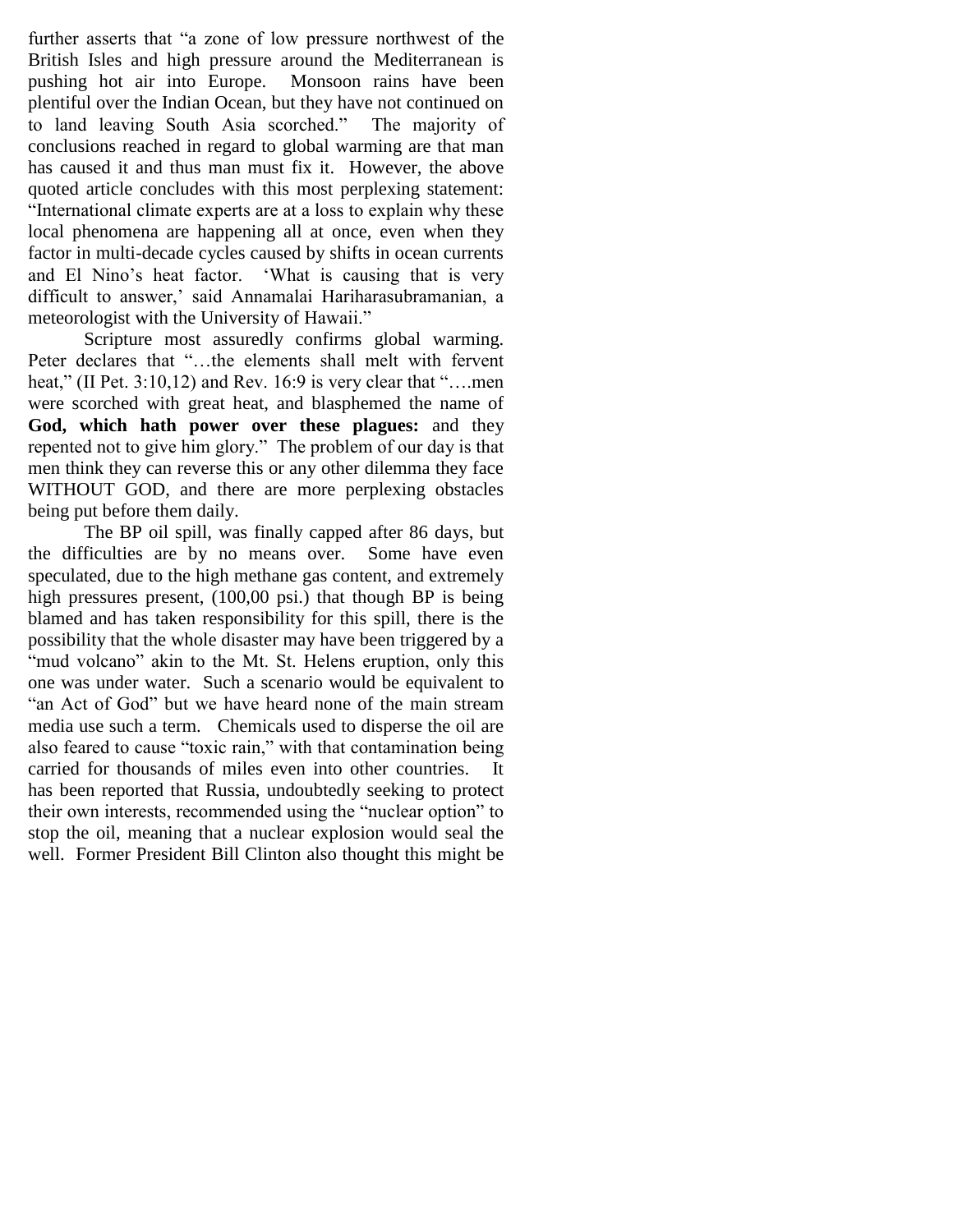further asserts that "a zone of low pressure northwest of the British Isles and high pressure around the Mediterranean is pushing hot air into Europe. Monsoon rains have been plentiful over the Indian Ocean, but they have not continued on to land leaving South Asia scorched." The majority of conclusions reached in regard to global warming are that man has caused it and thus man must fix it. However, the above quoted article concludes with this most perplexing statement: "International climate experts are at a loss to explain why these local phenomena are happening all at once, even when they factor in multi-decade cycles caused by shifts in ocean currents and El Nino's heat factor. 'What is causing that is very difficult to answer,' said Annamalai Hariharasubramanian, a meteorologist with the University of Hawaii."

Scripture most assuredly confirms global warming. Peter declares that "…the elements shall melt with fervent heat," (II Pet. 3:10,12) and Rev. 16:9 is very clear that "….men were scorched with great heat, and blasphemed the name of **God, which hath power over these plagues:** and they repented not to give him glory." The problem of our day is that men think they can reverse this or any other dilemma they face WITHOUT GOD, and there are more perplexing obstacles being put before them daily.

The BP oil spill, was finally capped after 86 days, but the difficulties are by no means over. Some have even speculated, due to the high methane gas content, and extremely high pressures present, (100,00 psi.) that though BP is being blamed and has taken responsibility for this spill, there is the possibility that the whole disaster may have been triggered by a "mud volcano" akin to the Mt. St. Helens eruption, only this one was under water. Such a scenario would be equivalent to "an Act of God" but we have heard none of the main stream media use such a term. Chemicals used to disperse the oil are also feared to cause "toxic rain," with that contamination being carried for thousands of miles even into other countries. It has been reported that Russia, undoubtedly seeking to protect their own interests, recommended using the "nuclear option" to stop the oil, meaning that a nuclear explosion would seal the well. Former President Bill Clinton also thought this might be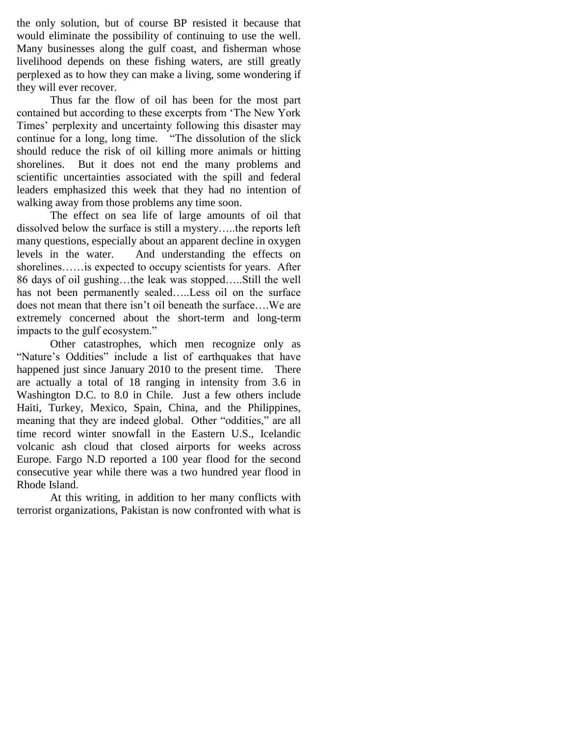the only solution, but of course BP resisted it because that would eliminate the possibility of continuing to use the well. Many businesses along the gulf coast, and fisherman whose livelihood depends on these fishing waters, are still greatly perplexed as to how they can make a living, some wondering if they will ever recover.

Thus far the flow of oil has been for the most part contained but according to these excerpts from 'The New York Times' perplexity and uncertainty following this disaster may continue for a long, long time. "The dissolution of the slick should reduce the risk of oil killing more animals or hitting shorelines. But it does not end the many problems and scientific uncertainties associated with the spill and federal leaders emphasized this week that they had no intention of walking away from those problems any time soon.

The effect on sea life of large amounts of oil that dissolved below the surface is still a mystery…..the reports left many questions, especially about an apparent decline in oxygen levels in the water. And understanding the effects on shorelines……is expected to occupy scientists for years. After 86 days of oil gushing…the leak was stopped…..Still the well has not been permanently sealed…..Less oil on the surface does not mean that there isn't oil beneath the surface….We are extremely concerned about the short-term and long-term impacts to the gulf ecosystem."

Other catastrophes, which men recognize only as "Nature's Oddities" include a list of earthquakes that have happened just since January 2010 to the present time. There are actually a total of 18 ranging in intensity from 3.6 in Washington D.C. to 8.0 in Chile. Just a few others include Haiti, Turkey, Mexico, Spain, China, and the Philippines, meaning that they are indeed global. Other "oddities," are all time record winter snowfall in the Eastern U.S., Icelandic volcanic ash cloud that closed airports for weeks across Europe. Fargo N.D reported a 100 year flood for the second consecutive year while there was a two hundred year flood in Rhode Island.

At this writing, in addition to her many conflicts with terrorist organizations, Pakistan is now confronted with what is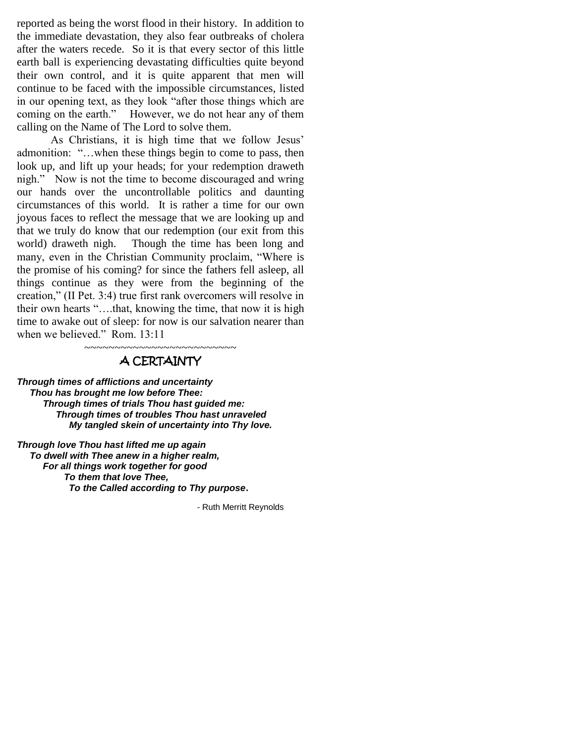reported as being the worst flood in their history. In addition to the immediate devastation, they also fear outbreaks of cholera after the waters recede. So it is that every sector of this little earth ball is experiencing devastating difficulties quite beyond their own control, and it is quite apparent that men will continue to be faced with the impossible circumstances, listed in our opening text, as they look "after those things which are coming on the earth." However, we do not hear any of them calling on the Name of The Lord to solve them.

As Christians, it is high time that we follow Jesus' admonition: "…when these things begin to come to pass, then look up, and lift up your heads; for your redemption draweth nigh." Now is not the time to become discouraged and wring our hands over the uncontrollable politics and daunting circumstances of this world. It is rather a time for our own joyous faces to reflect the message that we are looking up and that we truly do know that our redemption (our exit from this world) draweth nigh. Though the time has been long and many, even in the Christian Community proclaim, "Where is the promise of his coming? for since the fathers fell asleep, all things continue as they were from the beginning of the creation," (II Pet. 3:4) true first rank overcomers will resolve in their own hearts "….that, knowing the time, that now it is high time to awake out of sleep: for now is our salvation nearer than when we believed." Rom. 13:11

~~~~~~~~~~~~~~~~~~~~~~~~~~

## A CERTAINTY

***Through times of afflictions and uncertainty***
***Thou has brought me low before Thee:***
***Through times of trials Thou hast guided me:***
***Through times of troubles Thou hast unraveled***
***My tangled skein of uncertainty into Thy love.***

***Through love Thou hast lifted me up again***
***To dwell with Thee anew in a higher realm,***
***For all things work together for good***
***To them that love Thee,***
***To the Called according to Thy purpose.***

- Ruth Merritt Reynolds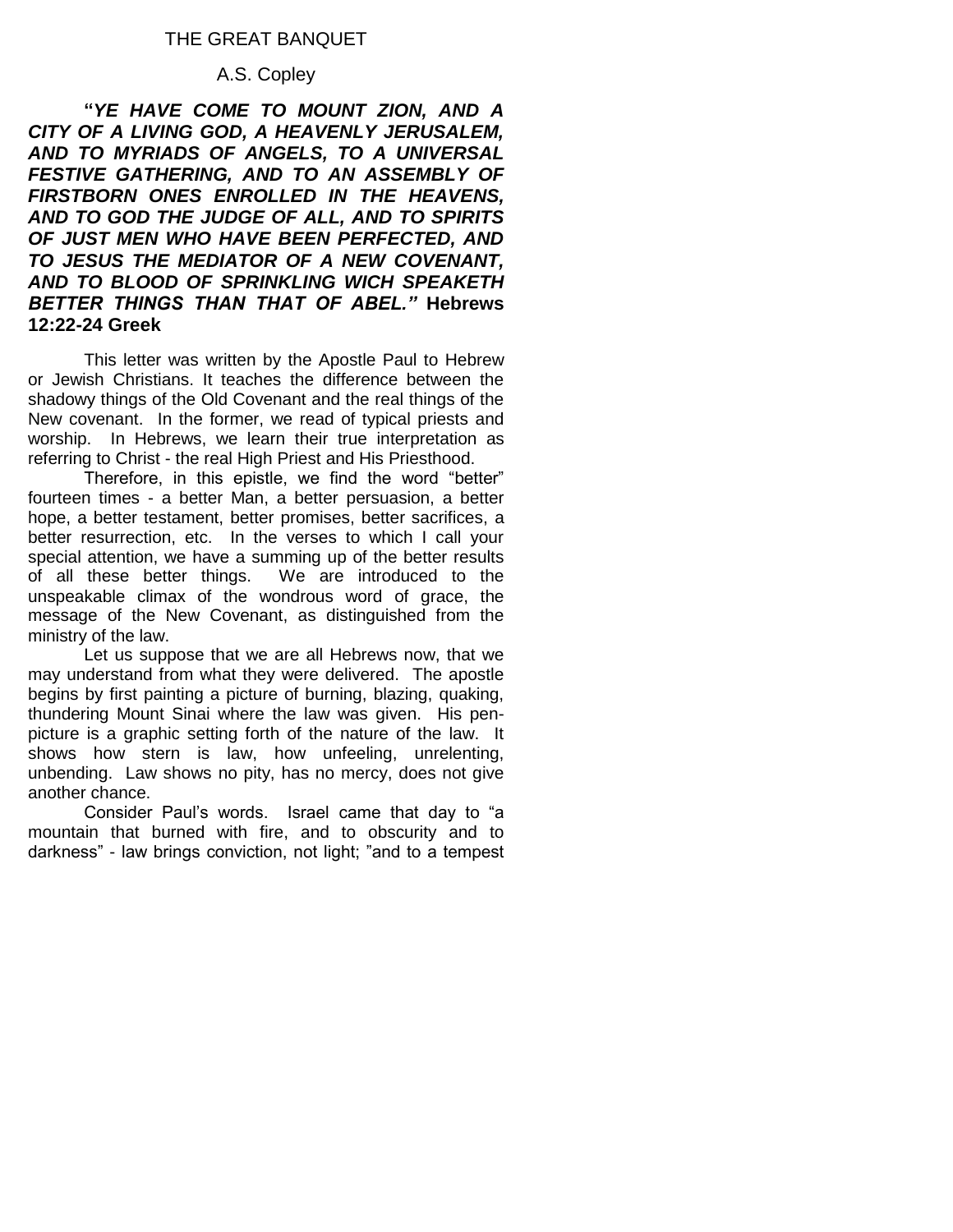# THE GREAT BANQUET

## A.S. Copley

***"YE HAVE COME TO MOUNT ZION, AND A CITY OF A LIVING GOD, A HEAVENLY JERUSALEM, AND TO MYRIADS OF ANGELS, TO A UNIVERSAL FESTIVE GATHERING, AND TO AN ASSEMBLY OF FIRSTBORN ONES ENROLLED IN THE HEAVENS, AND TO GOD THE JUDGE OF ALL, AND TO SPIRITS OF JUST MEN WHO HAVE BEEN PERFECTED, AND TO JESUS THE MEDIATOR OF A NEW COVENANT, AND TO BLOOD OF SPRINKLING WICH SPEAKETH BETTER THINGS THAN THAT OF ABEL."*** **Hebrews 12:22-24 Greek**

This letter was written by the Apostle Paul to Hebrew or Jewish Christians. It teaches the difference between the shadowy things of the Old Covenant and the real things of the New covenant. In the former, we read of typical priests and worship. In Hebrews, we learn their true interpretation as referring to Christ - the real High Priest and His Priesthood.

Therefore, in this epistle, we find the word "better" fourteen times - a better Man, a better persuasion, a better hope, a better testament, better promises, better sacrifices, a better resurrection, etc. In the verses to which I call your special attention, we have a summing up of the better results of all these better things. We are introduced to the unspeakable climax of the wondrous word of grace, the message of the New Covenant, as distinguished from the ministry of the law.

Let us suppose that we are all Hebrews now, that we may understand from what they were delivered. The apostle begins by first painting a picture of burning, blazing, quaking, thundering Mount Sinai where the law was given. His pen-picture is a graphic setting forth of the nature of the law. It shows how stern is law, how unfeeling, unrelenting, unbending. Law shows no pity, has no mercy, does not give another chance.

Consider Paul's words. Israel came that day to "a mountain that burned with fire, and to obscurity and to darkness" - law brings conviction, not light; "and to a tempest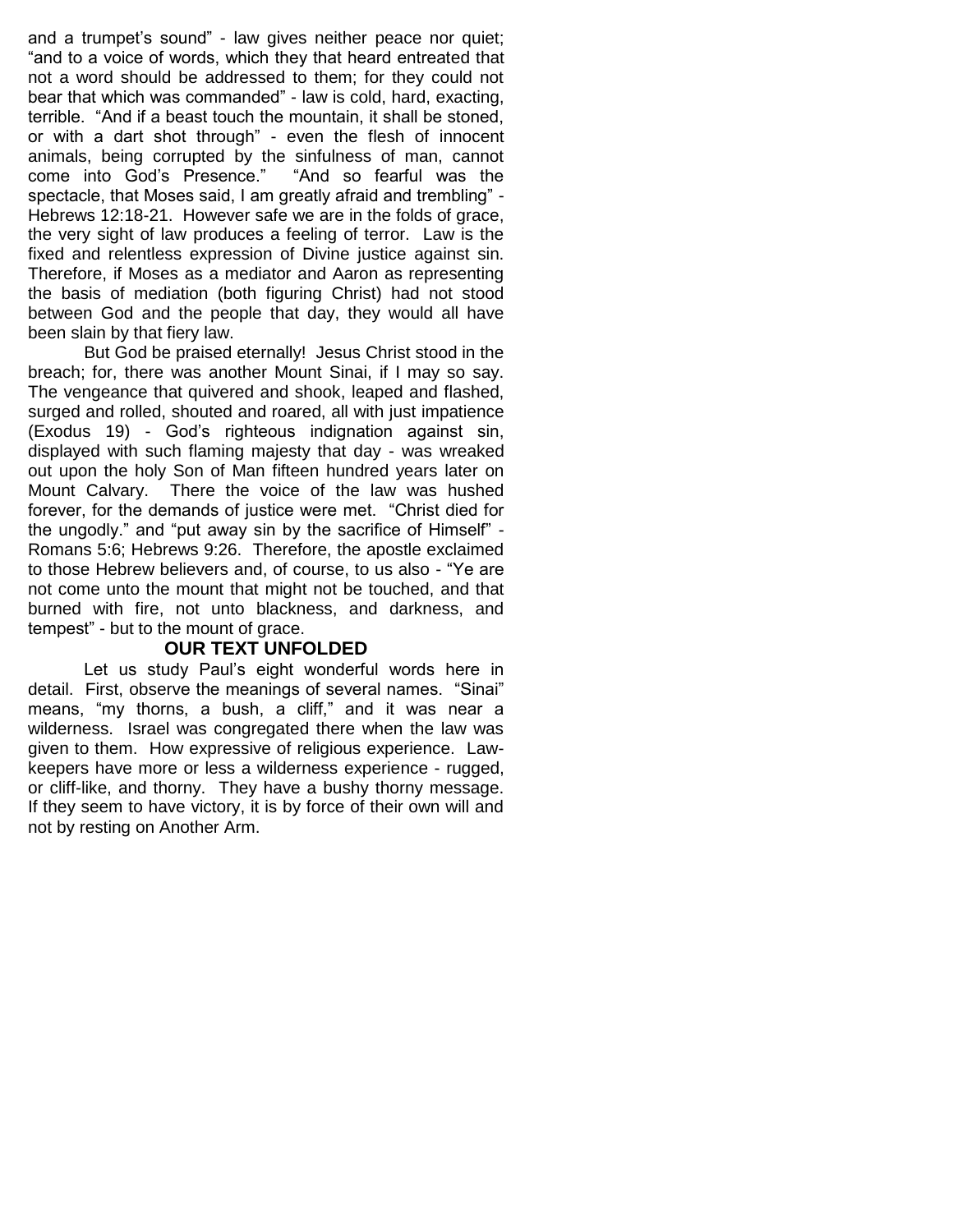and a trumpet's sound" - law gives neither peace nor quiet; "and to a voice of words, which they that heard entreated that not a word should be addressed to them; for they could not bear that which was commanded" - law is cold, hard, exacting, terrible. "And if a beast touch the mountain, it shall be stoned, or with a dart shot through" - even the flesh of innocent animals, being corrupted by the sinfulness of man, cannot come into God's Presence." "And so fearful was the spectacle, that Moses said, I am greatly afraid and trembling" - Hebrews 12:18-21. However safe we are in the folds of grace, the very sight of law produces a feeling of terror. Law is the fixed and relentless expression of Divine justice against sin. Therefore, if Moses as a mediator and Aaron as representing the basis of mediation (both figuring Christ) had not stood between God and the people that day, they would all have been slain by that fiery law.

But God be praised eternally! Jesus Christ stood in the breach; for, there was another Mount Sinai, if I may so say. The vengeance that quivered and shook, leaped and flashed, surged and rolled, shouted and roared, all with just impatience (Exodus 19) - God's righteous indignation against sin, displayed with such flaming majesty that day - was wreaked out upon the holy Son of Man fifteen hundred years later on Mount Calvary. There the voice of the law was hushed forever, for the demands of justice were met. "Christ died for the ungodly." and "put away sin by the sacrifice of Himself" - Romans 5:6; Hebrews 9:26. Therefore, the apostle exclaimed to those Hebrew believers and, of course, to us also - "Ye are not come unto the mount that might not be touched, and that burned with fire, not unto blackness, and darkness, and tempest" - but to the mount of grace.

## OUR TEXT UNFOLDED

Let us study Paul's eight wonderful words here in detail. First, observe the meanings of several names. "Sinai" means, "my thorns, a bush, a cliff," and it was near a wilderness. Israel was congregated there when the law was given to them. How expressive of religious experience. Law-keepers have more or less a wilderness experience - rugged, or cliff-like, and thorny. They have a bushy thorny message. If they seem to have victory, it is by force of their own will and not by resting on Another Arm.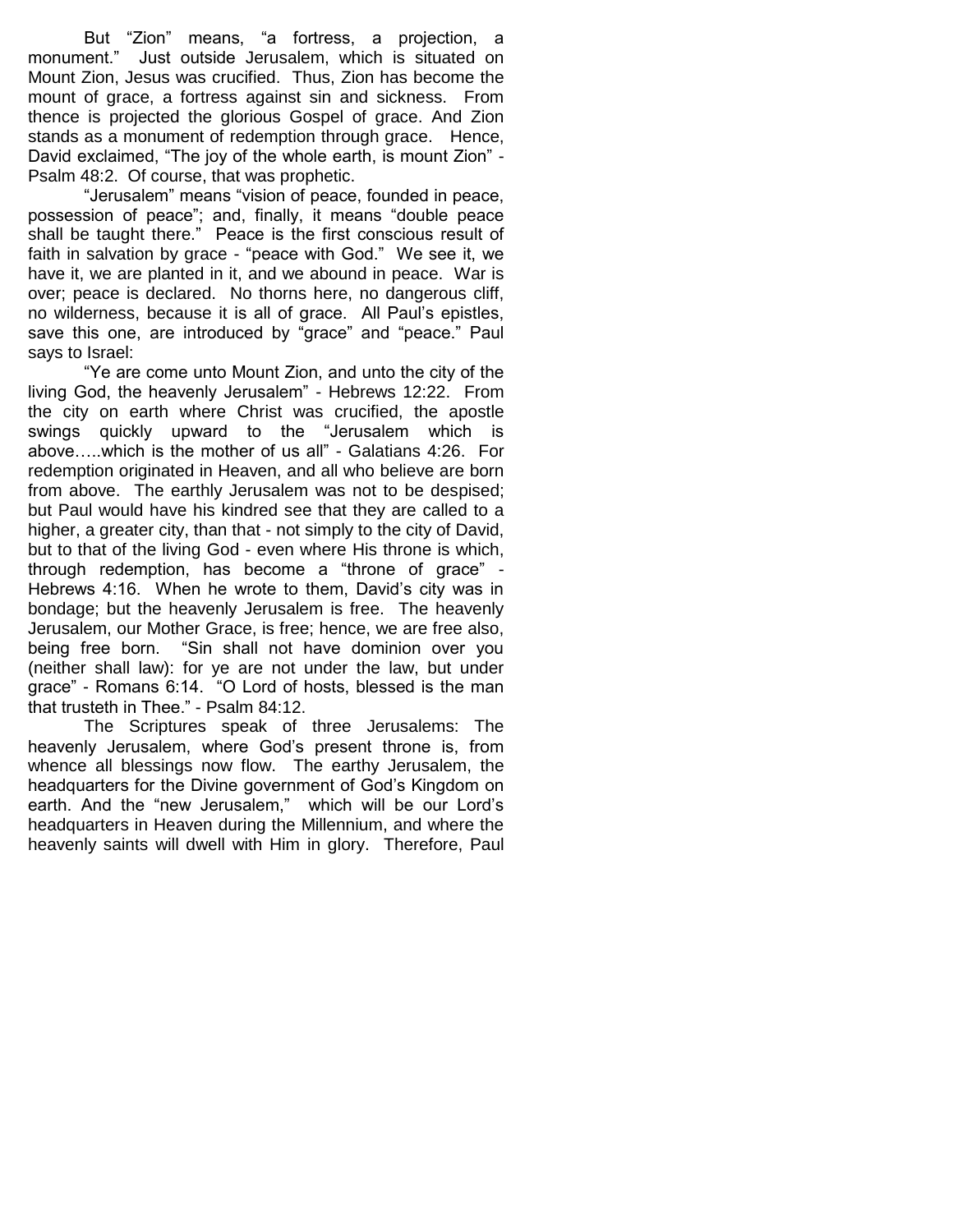But "Zion" means, "a fortress, a projection, a monument." Just outside Jerusalem, which is situated on Mount Zion, Jesus was crucified. Thus, Zion has become the mount of grace, a fortress against sin and sickness. From thence is projected the glorious Gospel of grace. And Zion stands as a monument of redemption through grace. Hence, David exclaimed, "The joy of the whole earth, is mount Zion" - Psalm 48:2. Of course, that was prophetic.

"Jerusalem" means "vision of peace, founded in peace, possession of peace"; and, finally, it means "double peace shall be taught there." Peace is the first conscious result of faith in salvation by grace - "peace with God." We see it, we have it, we are planted in it, and we abound in peace. War is over; peace is declared. No thorns here, no dangerous cliff, no wilderness, because it is all of grace. All Paul's epistles, save this one, are introduced by "grace" and "peace." Paul says to Israel:

"Ye are come unto Mount Zion, and unto the city of the living God, the heavenly Jerusalem" - Hebrews 12:22. From the city on earth where Christ was crucified, the apostle swings quickly upward to the "Jerusalem which is above…..which is the mother of us all" - Galatians 4:26. For redemption originated in Heaven, and all who believe are born from above. The earthly Jerusalem was not to be despised; but Paul would have his kindred see that they are called to a higher, a greater city, than that - not simply to the city of David, but to that of the living God - even where His throne is which, through redemption, has become a "throne of grace" - Hebrews 4:16. When he wrote to them, David's city was in bondage; but the heavenly Jerusalem is free. The heavenly Jerusalem, our Mother Grace, is free; hence, we are free also, being free born. "Sin shall not have dominion over you (neither shall law): for ye are not under the law, but under grace" - Romans 6:14. "O Lord of hosts, blessed is the man that trusteth in Thee." - Psalm 84:12.

The Scriptures speak of three Jerusalems: The heavenly Jerusalem, where God's present throne is, from whence all blessings now flow. The earthy Jerusalem, the headquarters for the Divine government of God's Kingdom on earth. And the "new Jerusalem," which will be our Lord's headquarters in Heaven during the Millennium, and where the heavenly saints will dwell with Him in glory. Therefore, Paul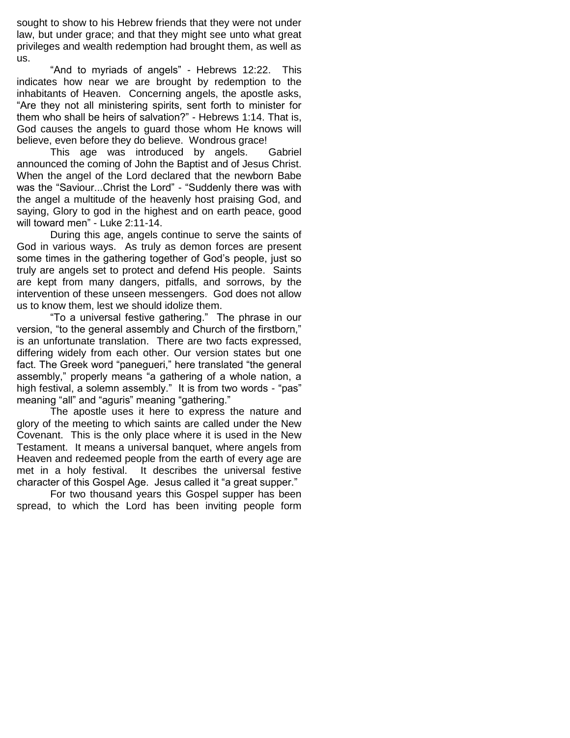sought to show to his Hebrew friends that they were not under law, but under grace; and that they might see unto what great privileges and wealth redemption had brought them, as well as us.

"And to myriads of angels" - Hebrews 12:22. This indicates how near we are brought by redemption to the inhabitants of Heaven. Concerning angels, the apostle asks, "Are they not all ministering spirits, sent forth to minister for them who shall be heirs of salvation?" - Hebrews 1:14. That is, God causes the angels to guard those whom He knows will believe, even before they do believe. Wondrous grace!

This age was introduced by angels. Gabriel announced the coming of John the Baptist and of Jesus Christ. When the angel of the Lord declared that the newborn Babe was the "Saviour...Christ the Lord" - "Suddenly there was with the angel a multitude of the heavenly host praising God, and saying, Glory to god in the highest and on earth peace, good will toward men" - Luke 2:11-14.

During this age, angels continue to serve the saints of God in various ways. As truly as demon forces are present some times in the gathering together of God's people, just so truly are angels set to protect and defend His people. Saints are kept from many dangers, pitfalls, and sorrows, by the intervention of these unseen messengers. God does not allow us to know them, lest we should idolize them.

"To a universal festive gathering." The phrase in our version, "to the general assembly and Church of the firstborn," is an unfortunate translation. There are two facts expressed, differing widely from each other. Our version states but one fact. The Greek word "panegueri," here translated "the general assembly," properly means "a gathering of a whole nation, a high festival, a solemn assembly." It is from two words - "pas" meaning "all" and "aguris" meaning "gathering."

The apostle uses it here to express the nature and glory of the meeting to which saints are called under the New Covenant. This is the only place where it is used in the New Testament. It means a universal banquet, where angels from Heaven and redeemed people from the earth of every age are met in a holy festival. It describes the universal festive character of this Gospel Age. Jesus called it "a great supper."

For two thousand years this Gospel supper has been spread, to which the Lord has been inviting people form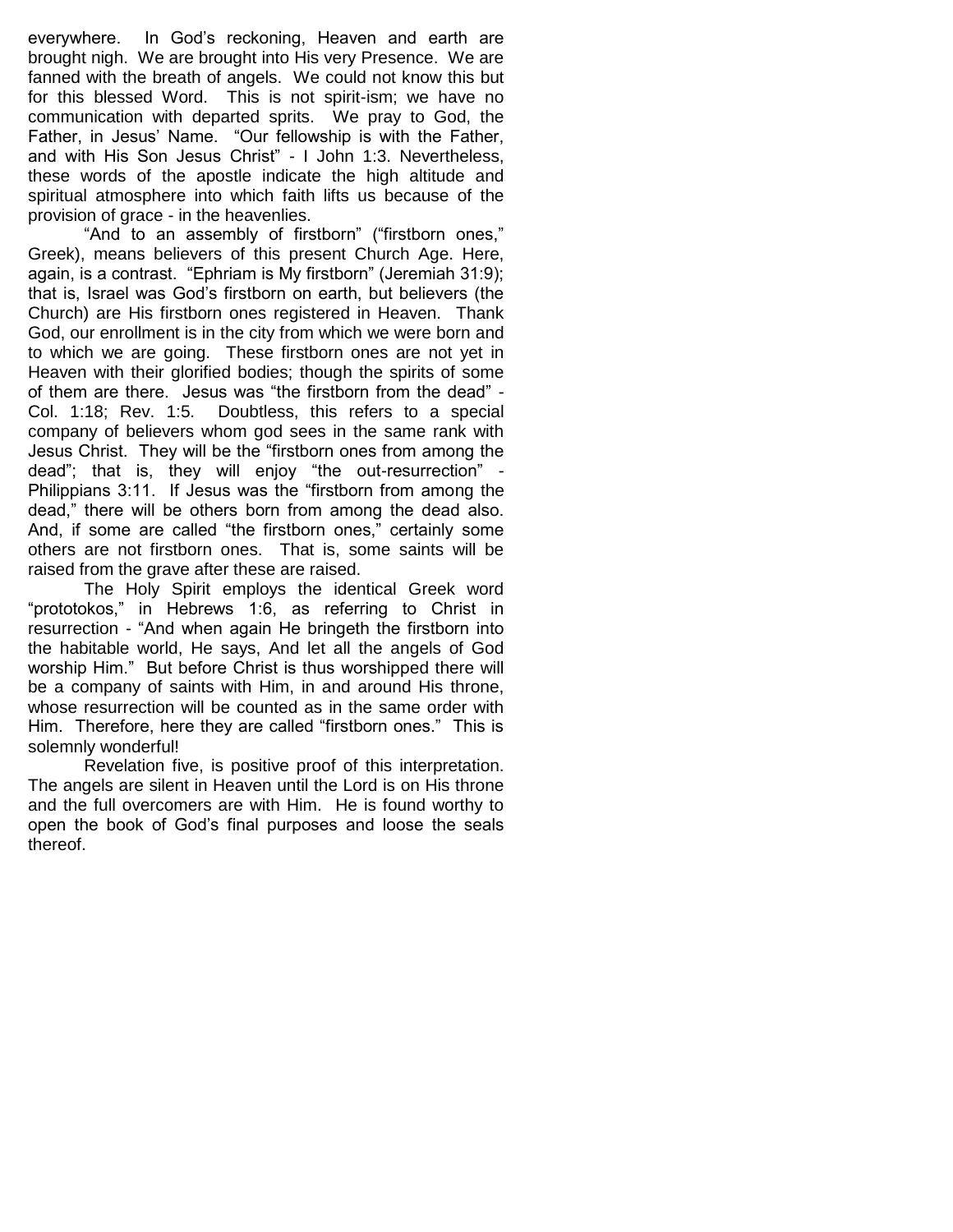everywhere. In God's reckoning, Heaven and earth are brought nigh. We are brought into His very Presence. We are fanned with the breath of angels. We could not know this but for this blessed Word. This is not spirit-ism; we have no communication with departed sprits. We pray to God, the Father, in Jesus' Name. "Our fellowship is with the Father, and with His Son Jesus Christ" - I John 1:3. Nevertheless, these words of the apostle indicate the high altitude and spiritual atmosphere into which faith lifts us because of the provision of grace - in the heavenlies.

"And to an assembly of firstborn" ("firstborn ones," Greek), means believers of this present Church Age. Here, again, is a contrast. "Ephriam is My firstborn" (Jeremiah 31:9); that is, Israel was God's firstborn on earth, but believers (the Church) are His firstborn ones registered in Heaven. Thank God, our enrollment is in the city from which we were born and to which we are going. These firstborn ones are not yet in Heaven with their glorified bodies; though the spirits of some of them are there. Jesus was "the firstborn from the dead" - Col. 1:18; Rev. 1:5. Doubtless, this refers to a special company of believers whom god sees in the same rank with Jesus Christ. They will be the "firstborn ones from among the dead"; that is, they will enjoy "the out-resurrection" - Philippians 3:11. If Jesus was the "firstborn from among the dead," there will be others born from among the dead also. And, if some are called "the firstborn ones," certainly some others are not firstborn ones. That is, some saints will be raised from the grave after these are raised.

The Holy Spirit employs the identical Greek word "prototokos," in Hebrews 1:6, as referring to Christ in resurrection - "And when again He bringeth the firstborn into the habitable world, He says, And let all the angels of God worship Him." But before Christ is thus worshipped there will be a company of saints with Him, in and around His throne, whose resurrection will be counted as in the same order with Him. Therefore, here they are called "firstborn ones." This is solemnly wonderful!

Revelation five, is positive proof of this interpretation. The angels are silent in Heaven until the Lord is on His throne and the full overcomers are with Him. He is found worthy to open the book of God's final purposes and loose the seals thereof.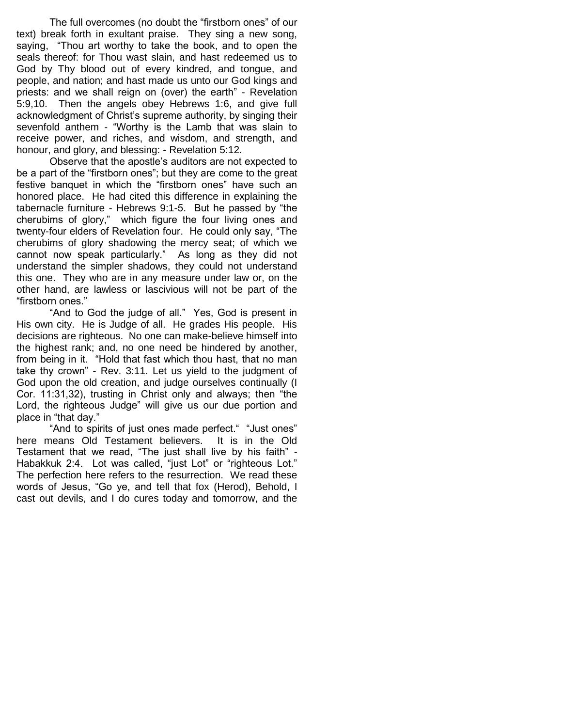The full overcomes (no doubt the "firstborn ones" of our text) break forth in exultant praise. They sing a new song, saying, "Thou art worthy to take the book, and to open the seals thereof: for Thou wast slain, and hast redeemed us to God by Thy blood out of every kindred, and tongue, and people, and nation; and hast made us unto our God kings and priests: and we shall reign on (over) the earth" - Revelation 5:9,10. Then the angels obey Hebrews 1:6, and give full acknowledgment of Christ's supreme authority, by singing their sevenfold anthem - "Worthy is the Lamb that was slain to receive power, and riches, and wisdom, and strength, and honour, and glory, and blessing: - Revelation 5:12.

Observe that the apostle's auditors are not expected to be a part of the "firstborn ones"; but they are come to the great festive banquet in which the "firstborn ones" have such an honored place. He had cited this difference in explaining the tabernacle furniture - Hebrews 9:1-5. But he passed by "the cherubims of glory," which figure the four living ones and twenty-four elders of Revelation four. He could only say, "The cherubims of glory shadowing the mercy seat; of which we cannot now speak particularly." As long as they did not understand the simpler shadows, they could not understand this one. They who are in any measure under law or, on the other hand, are lawless or lascivious will not be part of the "firstborn ones."

"And to God the judge of all." Yes, God is present in His own city. He is Judge of all. He grades His people. His decisions are righteous. No one can make-believe himself into the highest rank; and, no one need be hindered by another, from being in it. "Hold that fast which thou hast, that no man take thy crown" - Rev. 3:11. Let us yield to the judgment of God upon the old creation, and judge ourselves continually (I Cor. 11:31,32), trusting in Christ only and always; then "the Lord, the righteous Judge" will give us our due portion and place in "that day."

"And to spirits of just ones made perfect." "Just ones" here means Old Testament believers. It is in the Old Testament that we read, "The just shall live by his faith" - Habakkuk 2:4. Lot was called, "just Lot" or "righteous Lot." The perfection here refers to the resurrection. We read these words of Jesus, "Go ye, and tell that fox (Herod), Behold, I cast out devils, and I do cures today and tomorrow, and the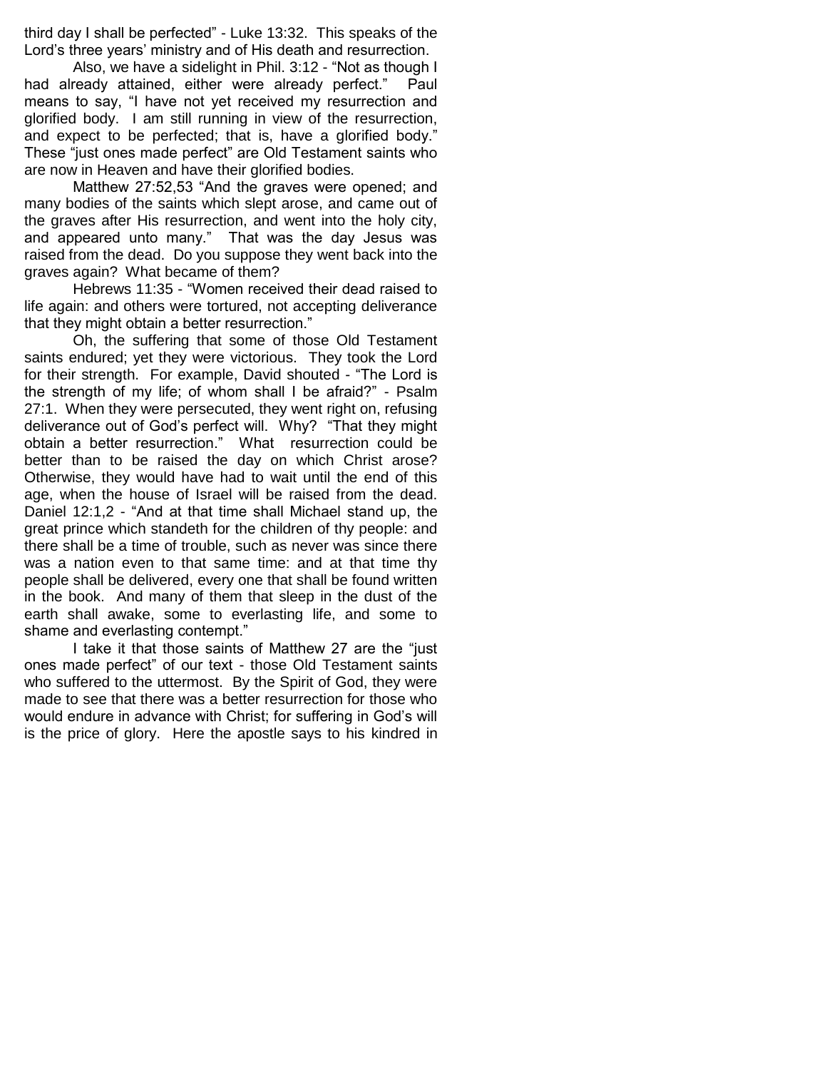third day I shall be perfected" - Luke 13:32. This speaks of the Lord's three years' ministry and of His death and resurrection.

Also, we have a sidelight in Phil. 3:12 - "Not as though I had already attained, either were already perfect." Paul means to say, "I have not yet received my resurrection and glorified body. I am still running in view of the resurrection, and expect to be perfected; that is, have a glorified body." These "just ones made perfect" are Old Testament saints who are now in Heaven and have their glorified bodies.

Matthew 27:52,53 "And the graves were opened; and many bodies of the saints which slept arose, and came out of the graves after His resurrection, and went into the holy city, and appeared unto many." That was the day Jesus was raised from the dead. Do you suppose they went back into the graves again? What became of them?

Hebrews 11:35 - "Women received their dead raised to life again: and others were tortured, not accepting deliverance that they might obtain a better resurrection."

Oh, the suffering that some of those Old Testament saints endured; yet they were victorious. They took the Lord for their strength. For example, David shouted - "The Lord is the strength of my life; of whom shall I be afraid?" - Psalm 27:1. When they were persecuted, they went right on, refusing deliverance out of God's perfect will. Why? "That they might obtain a better resurrection." What resurrection could be better than to be raised the day on which Christ arose? Otherwise, they would have had to wait until the end of this age, when the house of Israel will be raised from the dead. Daniel 12:1,2 - "And at that time shall Michael stand up, the great prince which standeth for the children of thy people: and there shall be a time of trouble, such as never was since there was a nation even to that same time: and at that time thy people shall be delivered, every one that shall be found written in the book. And many of them that sleep in the dust of the earth shall awake, some to everlasting life, and some to shame and everlasting contempt."

I take it that those saints of Matthew 27 are the "just ones made perfect" of our text - those Old Testament saints who suffered to the uttermost. By the Spirit of God, they were made to see that there was a better resurrection for those who would endure in advance with Christ; for suffering in God's will is the price of glory. Here the apostle says to his kindred in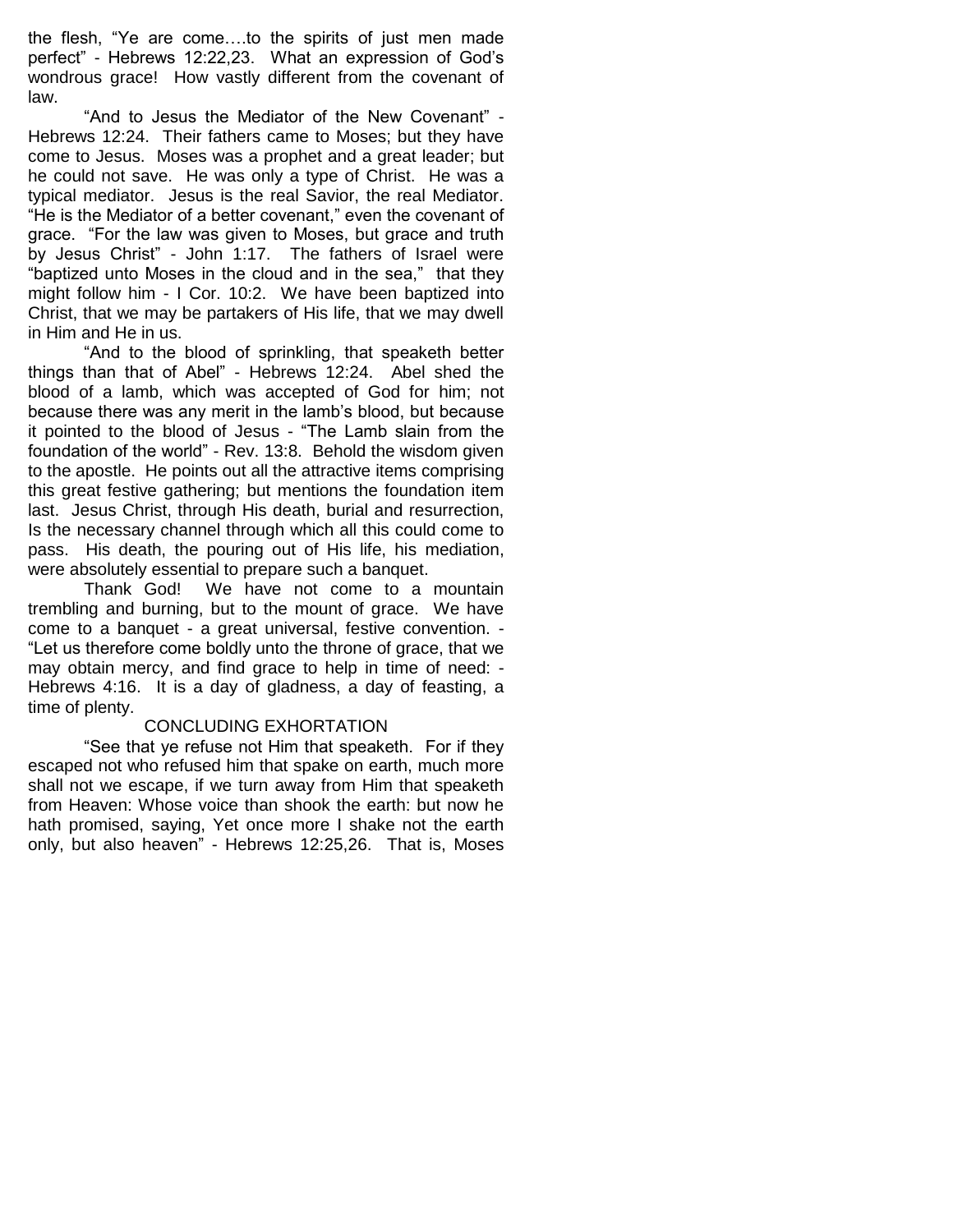the flesh, “Ye are come….to the spirits of just men made perfect” - Hebrews 12:22,23. What an expression of God’s wondrous grace! How vastly different from the covenant of law.

“And to Jesus the Mediator of the New Covenant” - Hebrews 12:24. Their fathers came to Moses; but they have come to Jesus. Moses was a prophet and a great leader; but he could not save. He was only a type of Christ. He was a typical mediator. Jesus is the real Savior, the real Mediator. “He is the Mediator of a better covenant,” even the covenant of grace. “For the law was given to Moses, but grace and truth by Jesus Christ” - John 1:17. The fathers of Israel were “baptized unto Moses in the cloud and in the sea,” that they might follow him - I Cor. 10:2. We have been baptized into Christ, that we may be partakers of His life, that we may dwell in Him and He in us.

“And to the blood of sprinkling, that speaketh better things than that of Abel” - Hebrews 12:24. Abel shed the blood of a lamb, which was accepted of God for him; not because there was any merit in the lamb’s blood, but because it pointed to the blood of Jesus - “The Lamb slain from the foundation of the world” - Rev. 13:8. Behold the wisdom given to the apostle. He points out all the attractive items comprising this great festive gathering; but mentions the foundation item last. Jesus Christ, through His death, burial and resurrection, Is the necessary channel through which all this could come to pass. His death, the pouring out of His life, his mediation, were absolutely essential to prepare such a banquet.

Thank God! We have not come to a mountain trembling and burning, but to the mount of grace. We have come to a banquet - a great universal, festive convention. - “Let us therefore come boldly unto the throne of grace, that we may obtain mercy, and find grace to help in time of need: - Hebrews 4:16. It is a day of gladness, a day of feasting, a time of plenty.

## CONCLUDING EXHORTATION

“See that ye refuse not Him that speaketh. For if they escaped not who refused him that spake on earth, much more shall not we escape, if we turn away from Him that speaketh from Heaven: Whose voice than shook the earth: but now he hath promised, saying, Yet once more I shake not the earth only, but also heaven” - Hebrews 12:25,26. That is, Moses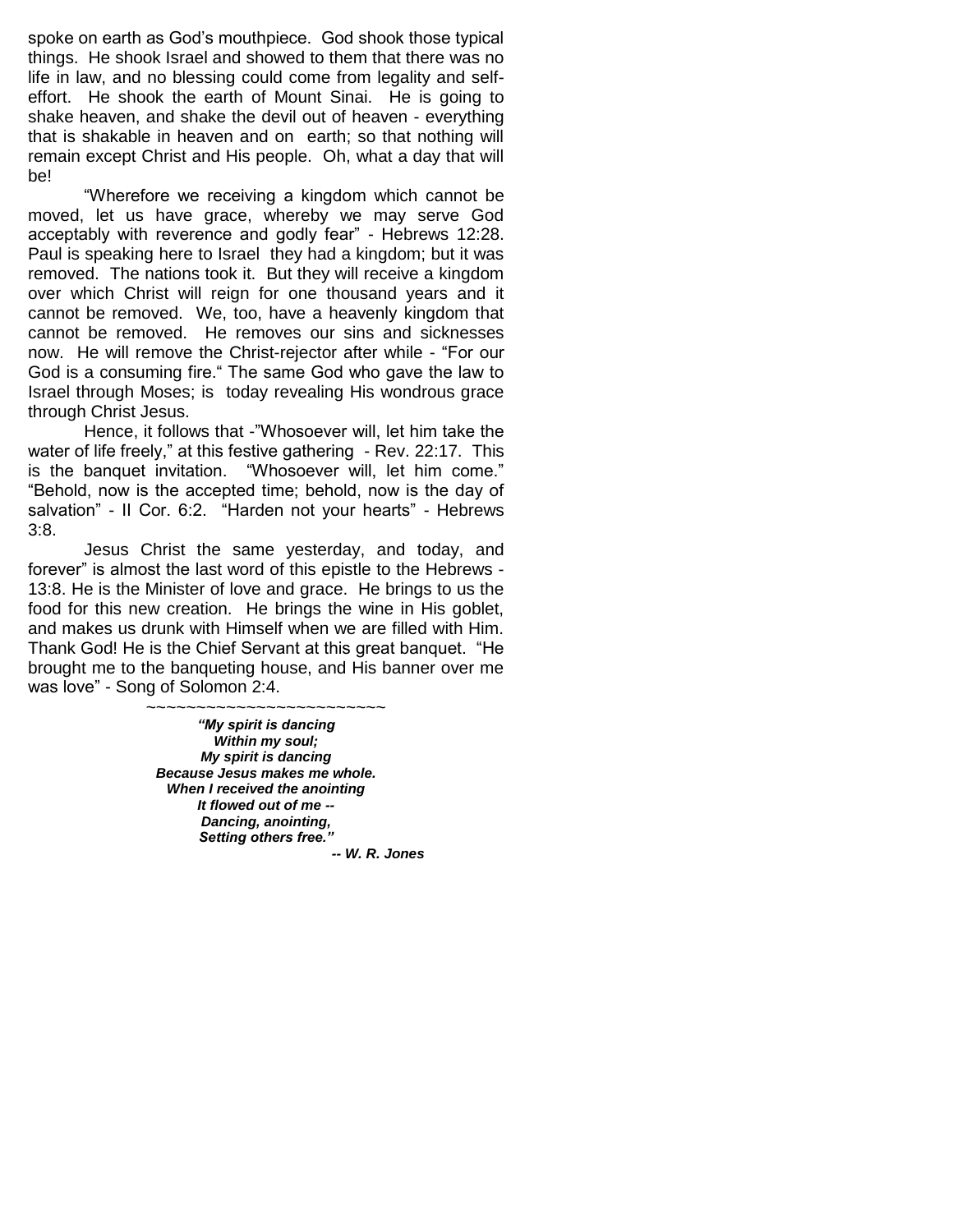spoke on earth as God's mouthpiece. God shook those typical things. He shook Israel and showed to them that there was no life in law, and no blessing could come from legality and self-effort. He shook the earth of Mount Sinai. He is going to shake heaven, and shake the devil out of heaven - everything that is shakable in heaven and on earth; so that nothing will remain except Christ and His people. Oh, what a day that will be!

"Wherefore we receiving a kingdom which cannot be moved, let us have grace, whereby we may serve God acceptably with reverence and godly fear" - Hebrews 12:28. Paul is speaking here to Israel they had a kingdom; but it was removed. The nations took it. But they will receive a kingdom over which Christ will reign for one thousand years and it cannot be removed. We, too, have a heavenly kingdom that cannot be removed. He removes our sins and sicknesses now. He will remove the Christ-rejector after while - "For our God is a consuming fire." The same God who gave the law to Israel through Moses; is today revealing His wondrous grace through Christ Jesus.

Hence, it follows that -"Whosoever will, let him take the water of life freely," at this festive gathering - Rev. 22:17. This is the banquet invitation. "Whosoever will, let him come." "Behold, now is the accepted time; behold, now is the day of salvation" - II Cor. 6:2. "Harden not your hearts" - Hebrews 3:8.

Jesus Christ the same yesterday, and today, and forever" is almost the last word of this epistle to the Hebrews - 13:8. He is the Minister of love and grace. He brings to us the food for this new creation. He brings the wine in His goblet, and makes us drunk with Himself when we are filled with Him. Thank God! He is the Chief Servant at this great banquet. "He brought me to the banqueting house, and His banner over me was love" - Song of Solomon 2:4.

~~~~~~~~~~~~~~~~~~~~~~~~

***"My spirit is dancing***
***Within my soul;***
***My spirit is dancing***
***Because Jesus makes me whole.***
***When I received the anointing***
***It flowed out of me --***
***Dancing, anointing,***
***Setting others free."***

***-- W. R. Jones***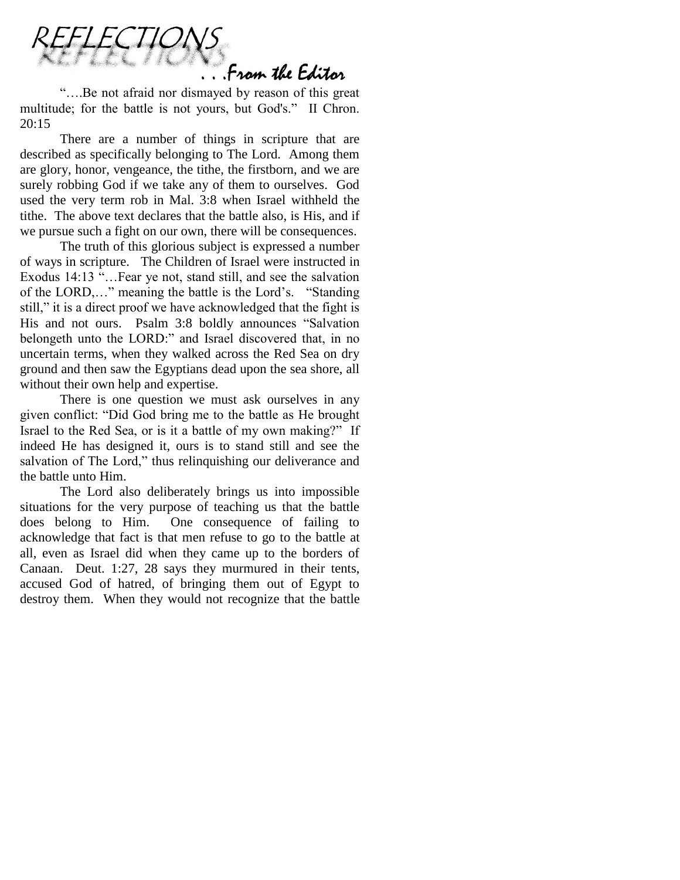# REFLECTIONS

## . . .From the Editor

"….Be not afraid nor dismayed by reason of this great multitude; for the battle is not yours, but God's." II Chron. 20:15

There are a number of things in scripture that are described as specifically belonging to The Lord. Among them are glory, honor, vengeance, the tithe, the firstborn, and we are surely robbing God if we take any of them to ourselves. God used the very term rob in Mal. 3:8 when Israel withheld the tithe. The above text declares that the battle also, is His, and if we pursue such a fight on our own, there will be consequences.

The truth of this glorious subject is expressed a number of ways in scripture. The Children of Israel were instructed in Exodus 14:13 "…Fear ye not, stand still, and see the salvation of the LORD,…" meaning the battle is the Lord's. "Standing still," it is a direct proof we have acknowledged that the fight is His and not ours. Psalm 3:8 boldly announces "Salvation belongeth unto the LORD:" and Israel discovered that, in no uncertain terms, when they walked across the Red Sea on dry ground and then saw the Egyptians dead upon the sea shore, all without their own help and expertise.

There is one question we must ask ourselves in any given conflict: "Did God bring me to the battle as He brought Israel to the Red Sea, or is it a battle of my own making?" If indeed He has designed it, ours is to stand still and see the salvation of The Lord," thus relinquishing our deliverance and the battle unto Him.

The Lord also deliberately brings us into impossible situations for the very purpose of teaching us that the battle does belong to Him. One consequence of failing to acknowledge that fact is that men refuse to go to the battle at all, even as Israel did when they came up to the borders of Canaan. Deut. 1:27, 28 says they murmured in their tents, accused God of hatred, of bringing them out of Egypt to destroy them. When they would not recognize that the battle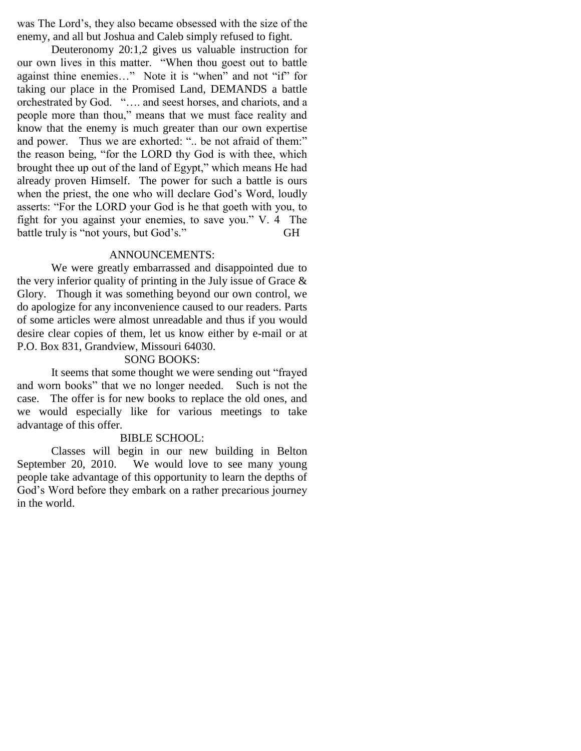was The Lord's, they also became obsessed with the size of the enemy, and all but Joshua and Caleb simply refused to fight.

Deuteronomy 20:1,2 gives us valuable instruction for our own lives in this matter. "When thou goest out to battle against thine enemies…" Note it is "when" and not "if" for taking our place in the Promised Land, DEMANDS a battle orchestrated by God. "…. and seest horses, and chariots, and a people more than thou," means that we must face reality and know that the enemy is much greater than our own expertise and power. Thus we are exhorted: ".. be not afraid of them:" the reason being, "for the LORD thy God is with thee, which brought thee up out of the land of Egypt," which means He had already proven Himself. The power for such a battle is ours when the priest, the one who will declare God's Word, loudly asserts: "For the LORD your God is he that goeth with you, to fight for you against your enemies, to save you." V. 4 The battle truly is "not yours, but God's." GH

## ANNOUNCEMENTS:

We were greatly embarrassed and disappointed due to the very inferior quality of printing in the July issue of Grace & Glory. Though it was something beyond our own control, we do apologize for any inconvenience caused to our readers. Parts of some articles were almost unreadable and thus if you would desire clear copies of them, let us know either by e-mail or at P.O. Box 831, Grandview, Missouri 64030.

## SONG BOOKS:

It seems that some thought we were sending out "frayed and worn books" that we no longer needed. Such is not the case. The offer is for new books to replace the old ones, and we would especially like for various meetings to take advantage of this offer.

## BIBLE SCHOOL:

Classes will begin in our new building in Belton September 20, 2010. We would love to see many young people take advantage of this opportunity to learn the depths of God's Word before they embark on a rather precarious journey in the world.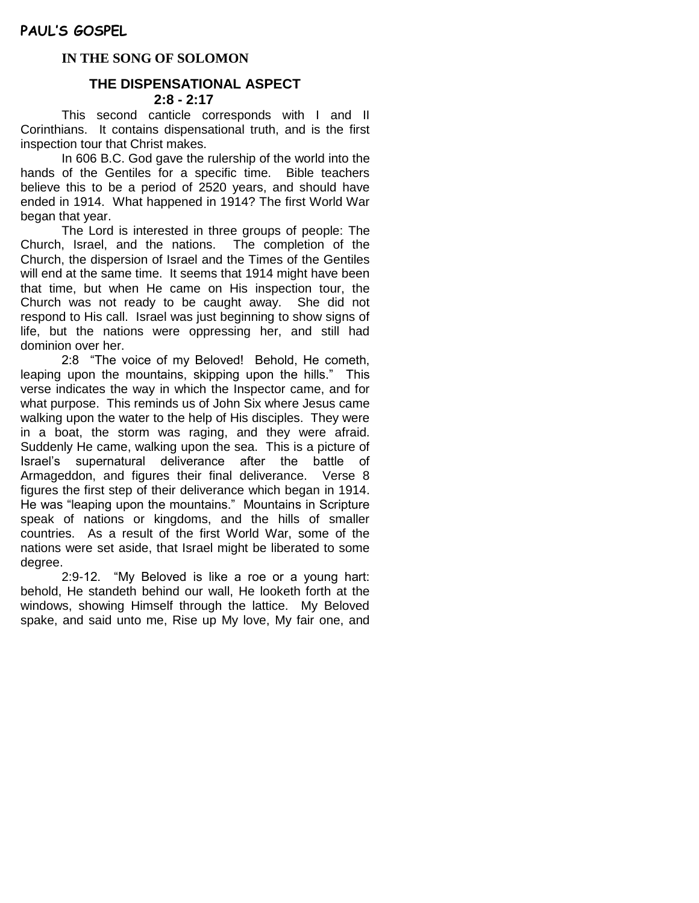**PAUL'S GOSPEL**

## IN THE SONG OF SOLOMON

### THE DISPENSATIONAL ASPECT
### 2:8 - 2:17

This second canticle corresponds with I and II Corinthians. It contains dispensational truth, and is the first inspection tour that Christ makes.

In 606 B.C. God gave the rulership of the world into the hands of the Gentiles for a specific time. Bible teachers believe this to be a period of 2520 years, and should have ended in 1914. What happened in 1914? The first World War began that year.

The Lord is interested in three groups of people: The Church, Israel, and the nations. The completion of the Church, the dispersion of Israel and the Times of the Gentiles will end at the same time. It seems that 1914 might have been that time, but when He came on His inspection tour, the Church was not ready to be caught away. She did not respond to His call. Israel was just beginning to show signs of life, but the nations were oppressing her, and still had dominion over her.

2:8 "The voice of my Beloved! Behold, He cometh, leaping upon the mountains, skipping upon the hills." This verse indicates the way in which the Inspector came, and for what purpose. This reminds us of John Six where Jesus came walking upon the water to the help of His disciples. They were in a boat, the storm was raging, and they were afraid. Suddenly He came, walking upon the sea. This is a picture of Israel's supernatural deliverance after the battle of Armageddon, and figures their final deliverance. Verse 8 figures the first step of their deliverance which began in 1914. He was "leaping upon the mountains." Mountains in Scripture speak of nations or kingdoms, and the hills of smaller countries. As a result of the first World War, some of the nations were set aside, that Israel might be liberated to some degree.

2:9-12. "My Beloved is like a roe or a young hart: behold, He standeth behind our wall, He looketh forth at the windows, showing Himself through the lattice. My Beloved spake, and said unto me, Rise up My love, My fair one, and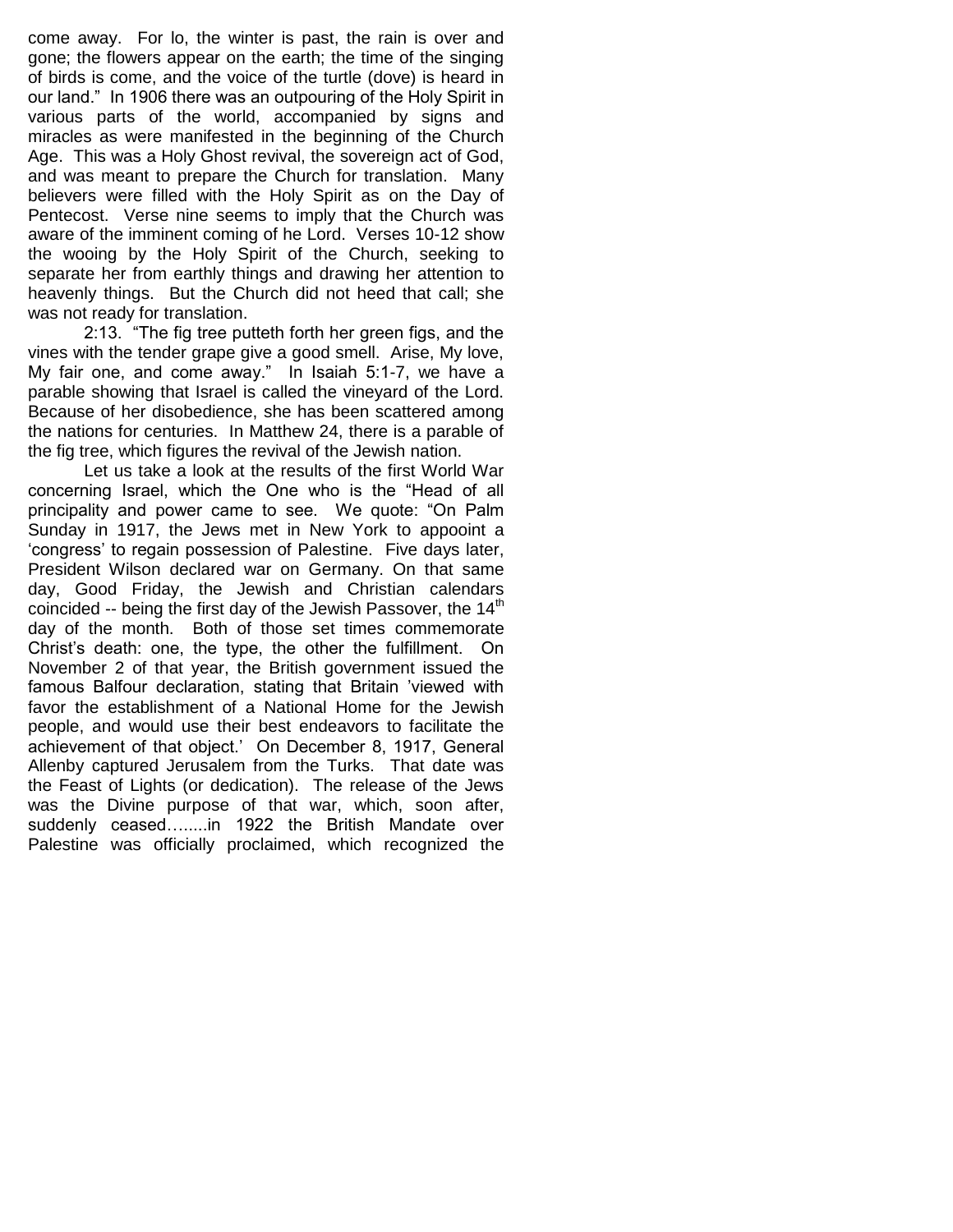come away. For lo, the winter is past, the rain is over and gone; the flowers appear on the earth; the time of the singing of birds is come, and the voice of the turtle (dove) is heard in our land." In 1906 there was an outpouring of the Holy Spirit in various parts of the world, accompanied by signs and miracles as were manifested in the beginning of the Church Age. This was a Holy Ghost revival, the sovereign act of God, and was meant to prepare the Church for translation. Many believers were filled with the Holy Spirit as on the Day of Pentecost. Verse nine seems to imply that the Church was aware of the imminent coming of he Lord. Verses 10-12 show the wooing by the Holy Spirit of the Church, seeking to separate her from earthly things and drawing her attention to heavenly things. But the Church did not heed that call; she was not ready for translation.

2:13. "The fig tree putteth forth her green figs, and the vines with the tender grape give a good smell. Arise, My love, My fair one, and come away." In Isaiah 5:1-7, we have a parable showing that Israel is called the vineyard of the Lord. Because of her disobedience, she has been scattered among the nations for centuries. In Matthew 24, there is a parable of the fig tree, which figures the revival of the Jewish nation.

Let us take a look at the results of the first World War concerning Israel, which the One who is the "Head of all principality and power came to see. We quote: "On Palm Sunday in 1917, the Jews met in New York to appoоint a 'congress' to regain possession of Palestine. Five days later, President Wilson declared war on Germany. On that same day, Good Friday, the Jewish and Christian calendars coincided -- being the first day of the Jewish Passover, the 14th day of the month. Both of those set times commemorate Christ's death: one, the type, the other the fulfillment. On November 2 of that year, the British government issued the famous Balfour declaration, stating that Britain 'viewed with favor the establishment of a National Home for the Jewish people, and would use their best endeavors to facilitate the achievement of that object.' On December 8, 1917, General Allenby captured Jerusalem from the Turks. That date was the Feast of Lights (or dedication). The release of the Jews was the Divine purpose of that war, which, soon after, suddenly ceased……..in 1922 the British Mandate over Palestine was officially proclaimed, which recognized the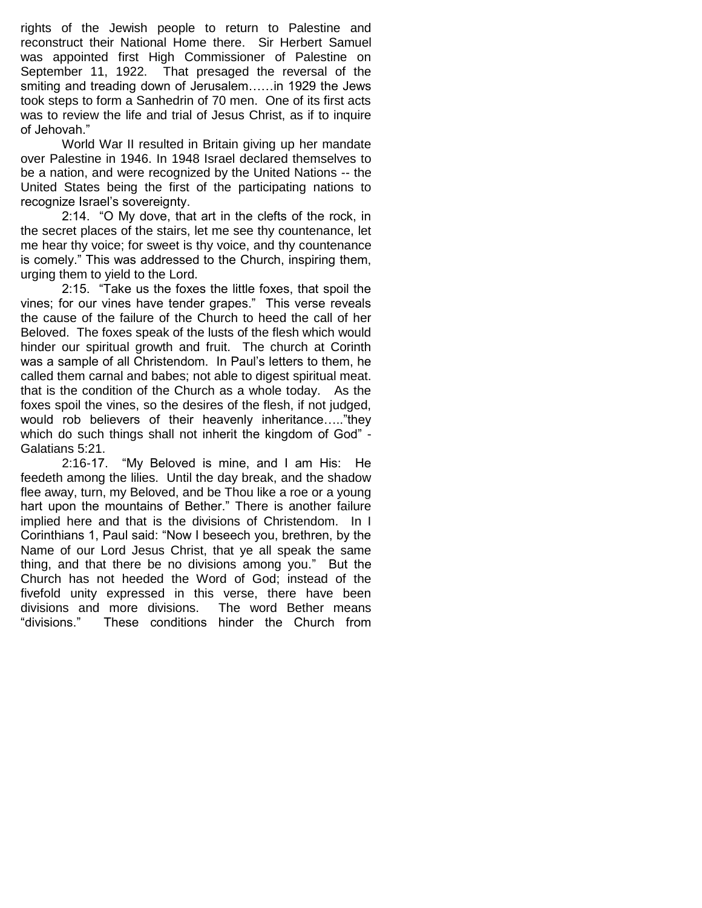rights of the Jewish people to return to Palestine and reconstruct their National Home there. Sir Herbert Samuel was appointed first High Commissioner of Palestine on September 11, 1922. That presaged the reversal of the smiting and treading down of Jerusalem……in 1929 the Jews took steps to form a Sanhedrin of 70 men. One of its first acts was to review the life and trial of Jesus Christ, as if to inquire of Jehovah."

World War II resulted in Britain giving up her mandate over Palestine in 1946. In 1948 Israel declared themselves to be a nation, and were recognized by the United Nations -- the United States being the first of the participating nations to recognize Israel's sovereignty.

2:14. "O My dove, that art in the clefts of the rock, in the secret places of the stairs, let me see thy countenance, let me hear thy voice; for sweet is thy voice, and thy countenance is comely." This was addressed to the Church, inspiring them, urging them to yield to the Lord.

2:15. "Take us the foxes the little foxes, that spoil the vines; for our vines have tender grapes." This verse reveals the cause of the failure of the Church to heed the call of her Beloved. The foxes speak of the lusts of the flesh which would hinder our spiritual growth and fruit. The church at Corinth was a sample of all Christendom. In Paul's letters to them, he called them carnal and babes; not able to digest spiritual meat. that is the condition of the Church as a whole today. As the foxes spoil the vines, so the desires of the flesh, if not judged, would rob believers of their heavenly inheritance….."they which do such things shall not inherit the kingdom of God" - Galatians 5:21.

2:16-17. "My Beloved is mine, and I am His: He feedeth among the lilies. Until the day break, and the shadow flee away, turn, my Beloved, and be Thou like a roe or a young hart upon the mountains of Bether." There is another failure implied here and that is the divisions of Christendom. In I Corinthians 1, Paul said: "Now I beseech you, brethren, by the Name of our Lord Jesus Christ, that ye all speak the same thing, and that there be no divisions among you." But the Church has not heeded the Word of God; instead of the fivefold unity expressed in this verse, there have been divisions and more divisions. The word Bether means "divisions." These conditions hinder the Church from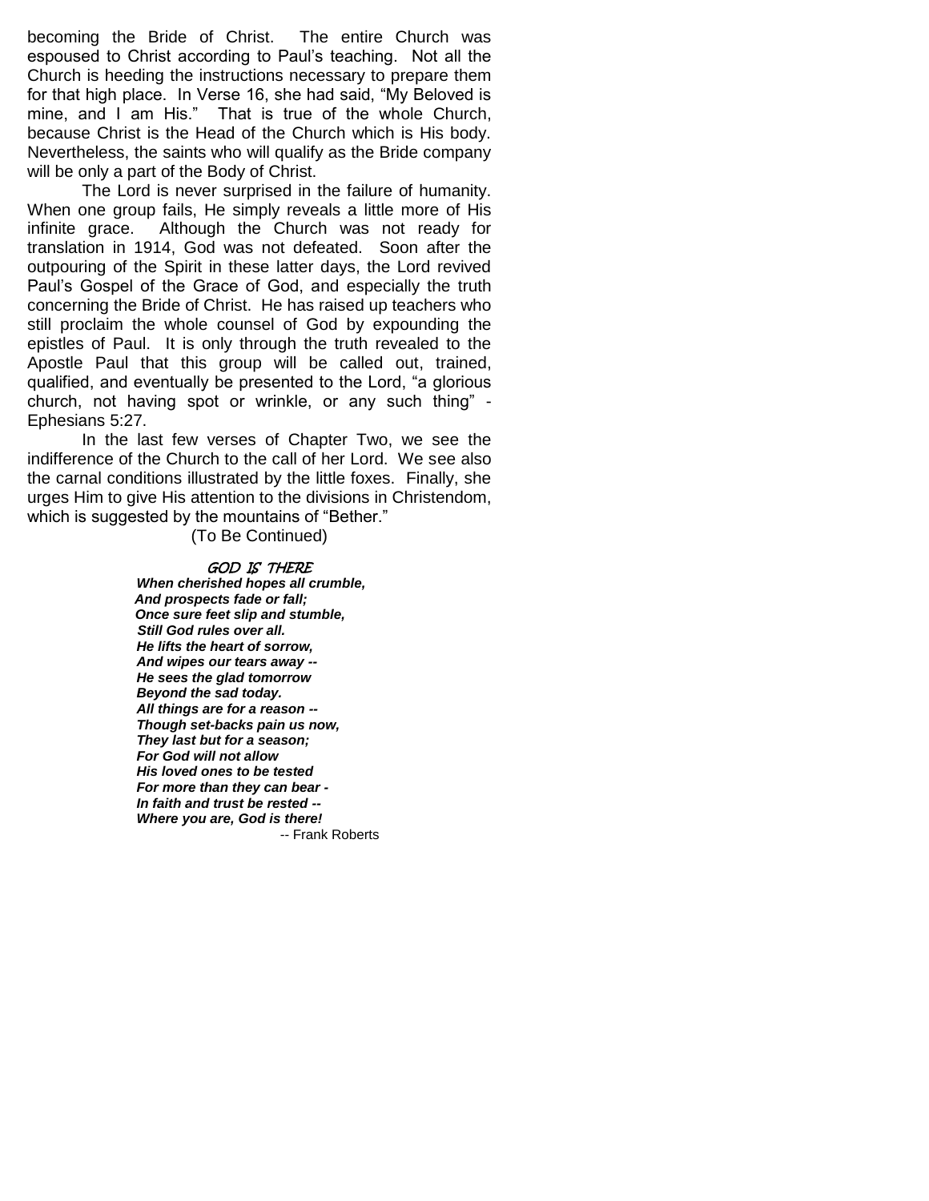becoming the Bride of Christ. The entire Church was espoused to Christ according to Paul's teaching. Not all the Church is heeding the instructions necessary to prepare them for that high place. In Verse 16, she had said, "My Beloved is mine, and I am His." That is true of the whole Church, because Christ is the Head of the Church which is His body. Nevertheless, the saints who will qualify as the Bride company will be only a part of the Body of Christ.

The Lord is never surprised in the failure of humanity. When one group fails, He simply reveals a little more of His infinite grace. Although the Church was not ready for translation in 1914, God was not defeated. Soon after the outpouring of the Spirit in these latter days, the Lord revived Paul's Gospel of the Grace of God, and especially the truth concerning the Bride of Christ. He has raised up teachers who still proclaim the whole counsel of God by expounding the epistles of Paul. It is only through the truth revealed to the Apostle Paul that this group will be called out, trained, qualified, and eventually be presented to the Lord, "a glorious church, not having spot or wrinkle, or any such thing" - Ephesians 5:27.

In the last few verses of Chapter Two, we see the indifference of the Church to the call of her Lord. We see also the carnal conditions illustrated by the little foxes. Finally, she urges Him to give His attention to the divisions in Christendom, which is suggested by the mountains of "Bether."

(To Be Continued)

### GOD IS THERE

***When cherished hopes all crumble,***
***And prospects fade or fall;***
***Once sure feet slip and stumble,***
***Still God rules over all.***
***He lifts the heart of sorrow,***
***And wipes our tears away --***
***He sees the glad tomorrow***
***Beyond the sad today.***
***All things are for a reason --***
***Though set-backs pain us now,***
***They last but for a season;***
***For God will not allow***
***His loved ones to be tested***
***For more than they can bear -***
***In faith and trust be rested --***
***Where you are, God is there!***

-- Frank Roberts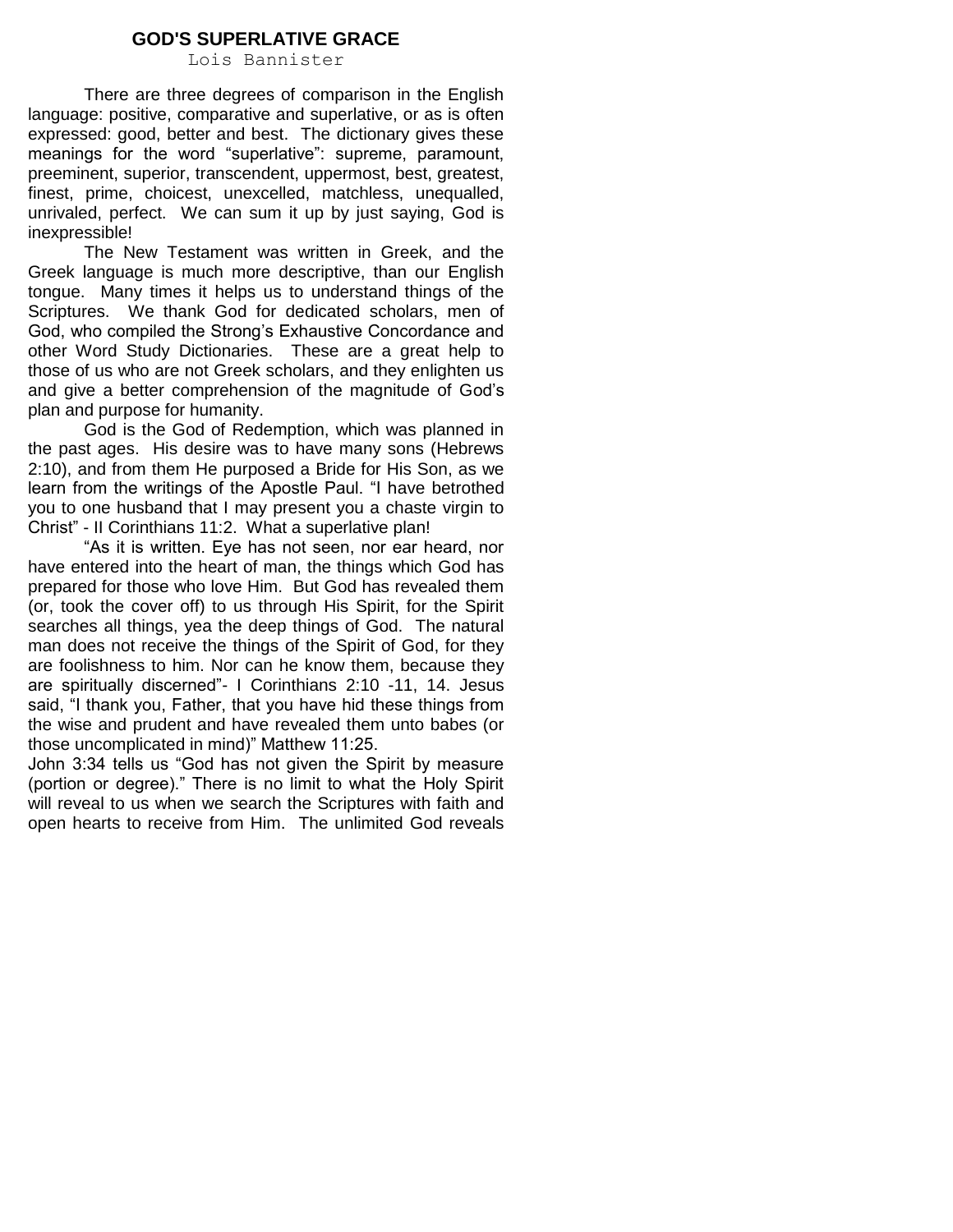## GOD'S SUPERLATIVE GRACE

Lois Bannister

There are three degrees of comparison in the English language: positive, comparative and superlative, or as is often expressed: good, better and best. The dictionary gives these meanings for the word "superlative": supreme, paramount, preeminent, superior, transcendent, uppermost, best, greatest, finest, prime, choicest, unexcelled, matchless, unequalled, unrivaled, perfect. We can sum it up by just saying, God is inexpressible!

The New Testament was written in Greek, and the Greek language is much more descriptive, than our English tongue. Many times it helps us to understand things of the Scriptures. We thank God for dedicated scholars, men of God, who compiled the Strong's Exhaustive Concordance and other Word Study Dictionaries. These are a great help to those of us who are not Greek scholars, and they enlighten us and give a better comprehension of the magnitude of God's plan and purpose for humanity.

God is the God of Redemption, which was planned in the past ages. His desire was to have many sons (Hebrews 2:10), and from them He purposed a Bride for His Son, as we learn from the writings of the Apostle Paul. "I have betrothed you to one husband that I may present you a chaste virgin to Christ" - II Corinthians 11:2. What a superlative plan!

"As it is written. Eye has not seen, nor ear heard, nor have entered into the heart of man, the things which God has prepared for those who love Him. But God has revealed them (or, took the cover off) to us through His Spirit, for the Spirit searches all things, yea the deep things of God. The natural man does not receive the things of the Spirit of God, for they are foolishness to him. Nor can he know them, because they are spiritually discerned"- I Corinthians 2:10 -11, 14. Jesus said, "I thank you, Father, that you have hid these things from the wise and prudent and have revealed them unto babes (or those uncomplicated in mind)" Matthew 11:25.

John 3:34 tells us "God has not given the Spirit by measure (portion or degree)." There is no limit to what the Holy Spirit will reveal to us when we search the Scriptures with faith and open hearts to receive from Him. The unlimited God reveals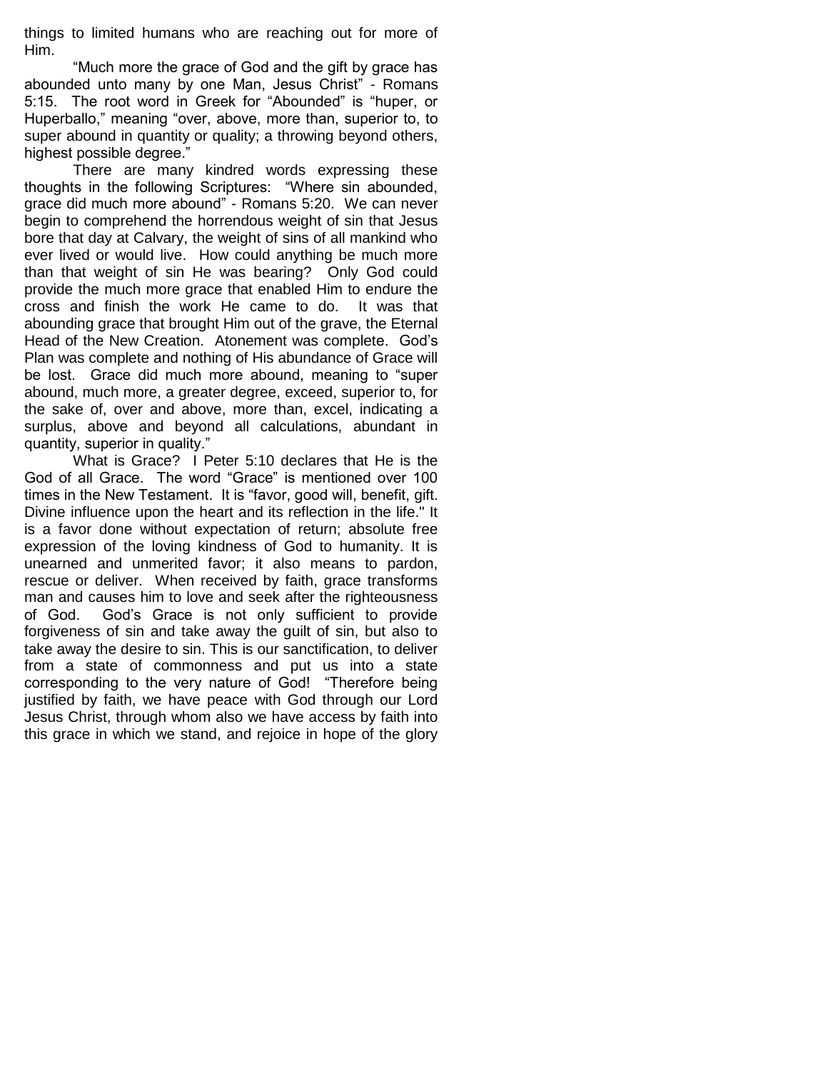things to limited humans who are reaching out for more of Him.

"Much more the grace of God and the gift by grace has abounded unto many by one Man, Jesus Christ" - Romans 5:15. The root word in Greek for "Abounded" is "huper, or Huperballo," meaning "over, above, more than, superior to, to super abound in quantity or quality; a throwing beyond others, highest possible degree."

There are many kindred words expressing these thoughts in the following Scriptures: "Where sin abounded, grace did much more abound" - Romans 5:20. We can never begin to comprehend the horrendous weight of sin that Jesus bore that day at Calvary, the weight of sins of all mankind who ever lived or would live. How could anything be much more than that weight of sin He was bearing? Only God could provide the much more grace that enabled Him to endure the cross and finish the work He came to do. It was that abounding grace that brought Him out of the grave, the Eternal Head of the New Creation. Atonement was complete. God's Plan was complete and nothing of His abundance of Grace will be lost. Grace did much more abound, meaning to "super abound, much more, a greater degree, exceed, superior to, for the sake of, over and above, more than, excel, indicating a surplus, above and beyond all calculations, abundant in quantity, superior in quality."

What is Grace? I Peter 5:10 declares that He is the God of all Grace. The word "Grace" is mentioned over 100 times in the New Testament. It is "favor, good will, benefit, gift. Divine influence upon the heart and its reflection in the life." It is a favor done without expectation of return; absolute free expression of the loving kindness of God to humanity. It is unearned and unmerited favor; it also means to pardon, rescue or deliver. When received by faith, grace transforms man and causes him to love and seek after the righteousness of God. God's Grace is not only sufficient to provide forgiveness of sin and take away the guilt of sin, but also to take away the desire to sin. This is our sanctification, to deliver from a state of commonness and put us into a state corresponding to the very nature of God! "Therefore being justified by faith, we have peace with God through our Lord Jesus Christ, through whom also we have access by faith into this grace in which we stand, and rejoice in hope of the glory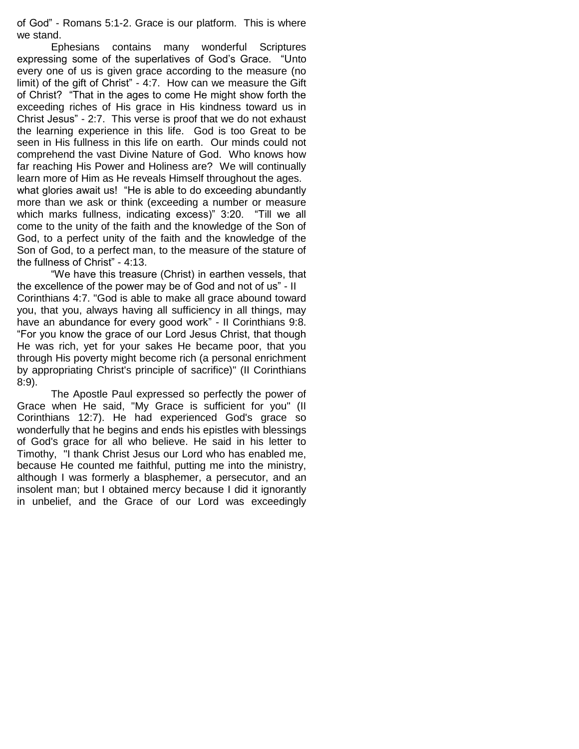of God" - Romans 5:1-2. Grace is our platform. This is where we stand.

Ephesians contains many wonderful Scriptures expressing some of the superlatives of God's Grace. "Unto every one of us is given grace according to the measure (no limit) of the gift of Christ" - 4:7. How can we measure the Gift of Christ? "That in the ages to come He might show forth the exceeding riches of His grace in His kindness toward us in Christ Jesus" - 2:7. This verse is proof that we do not exhaust the learning experience in this life. God is too Great to be seen in His fullness in this life on earth. Our minds could not comprehend the vast Divine Nature of God. Who knows how far reaching His Power and Holiness are? We will continually learn more of Him as He reveals Himself throughout the ages. what glories await us! "He is able to do exceeding abundantly more than we ask or think (exceeding a number or measure which marks fullness, indicating excess)" 3:20. "Till we all come to the unity of the faith and the knowledge of the Son of God, to a perfect unity of the faith and the knowledge of the Son of God, to a perfect man, to the measure of the stature of the fullness of Christ" - 4:13.

"We have this treasure (Christ) in earthen vessels, that the excellence of the power may be of God and not of us" - II Corinthians 4:7. "God is able to make all grace abound toward you, that you, always having all sufficiency in all things, may have an abundance for every good work" - II Corinthians 9:8. "For you know the grace of our Lord Jesus Christ, that though He was rich, yet for your sakes He became poor, that you through His poverty might become rich (a personal enrichment by appropriating Christ's principle of sacrifice)" (II Corinthians 8:9).

The Apostle Paul expressed so perfectly the power of Grace when He said, "My Grace is sufficient for you" (II Corinthians 12:7). He had experienced God's grace so wonderfully that he begins and ends his epistles with blessings of God's grace for all who believe. He said in his letter to Timothy, "I thank Christ Jesus our Lord who has enabled me, because He counted me faithful, putting me into the ministry, although I was formerly a blasphemer, a persecutor, and an insolent man; but I obtained mercy because I did it ignorantly in unbelief, and the Grace of our Lord was exceedingly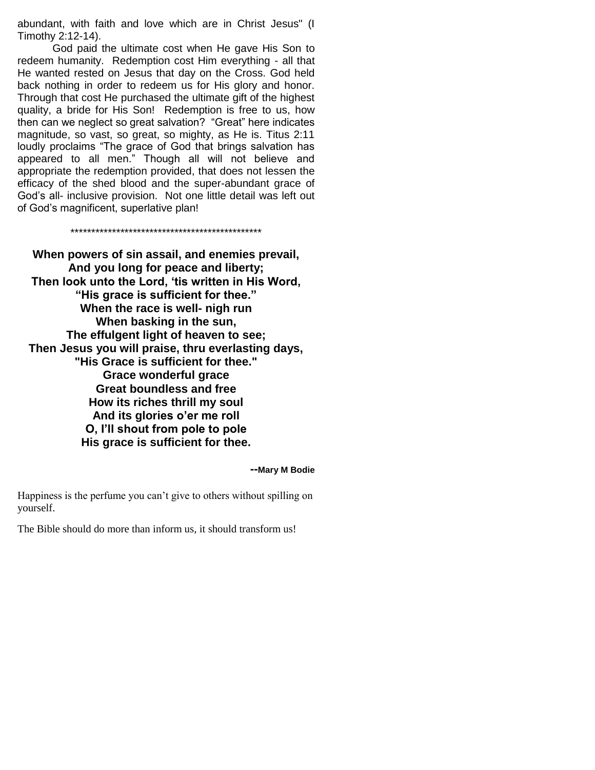abundant, with faith and love which are in Christ Jesus" (I Timothy 2:12-14).

God paid the ultimate cost when He gave His Son to redeem humanity. Redemption cost Him everything - all that He wanted rested on Jesus that day on the Cross. God held back nothing in order to redeem us for His glory and honor. Through that cost He purchased the ultimate gift of the highest quality, a bride for His Son! Redemption is free to us, how then can we neglect so great salvation? "Great" here indicates magnitude, so vast, so great, so mighty, as He is. Titus 2:11 loudly proclaims "The grace of God that brings salvation has appeared to all men." Though all will not believe and appropriate the redemption provided, that does not lessen the efficacy of the shed blood and the super-abundant grace of God's all- inclusive provision. Not one little detail was left out of God's magnificent, superlative plan!

\*\*\*\*\*\*\*\*\*\*\*\*\*\*\*\*\*\*\*\*\*\*\*\*\*\*\*\*\*\*\*\*\*\*\*\*\*\*\*\*\*\*\*\*\*\*\*\*

**When powers of sin assail, and enemies prevail,**
**And you long for peace and liberty;**
**Then look unto the Lord, 'tis written in His Word,**
**"His grace is sufficient for thee."**
**When the race is well- nigh run**
**When basking in the sun,**
**The effulgent light of heaven to see;**
**Then Jesus you will praise, thru everlasting days,**
**"His Grace is sufficient for thee."**
**Grace wonderful grace**
**Great boundless and free**
**How its riches thrill my soul**
**And its glories o'er me roll**
**O, I'll shout from pole to pole**
**His grace is sufficient for thee.**

**--Mary M Bodie**

Happiness is the perfume you can't give to others without spilling on yourself.

The Bible should do more than inform us, it should transform us!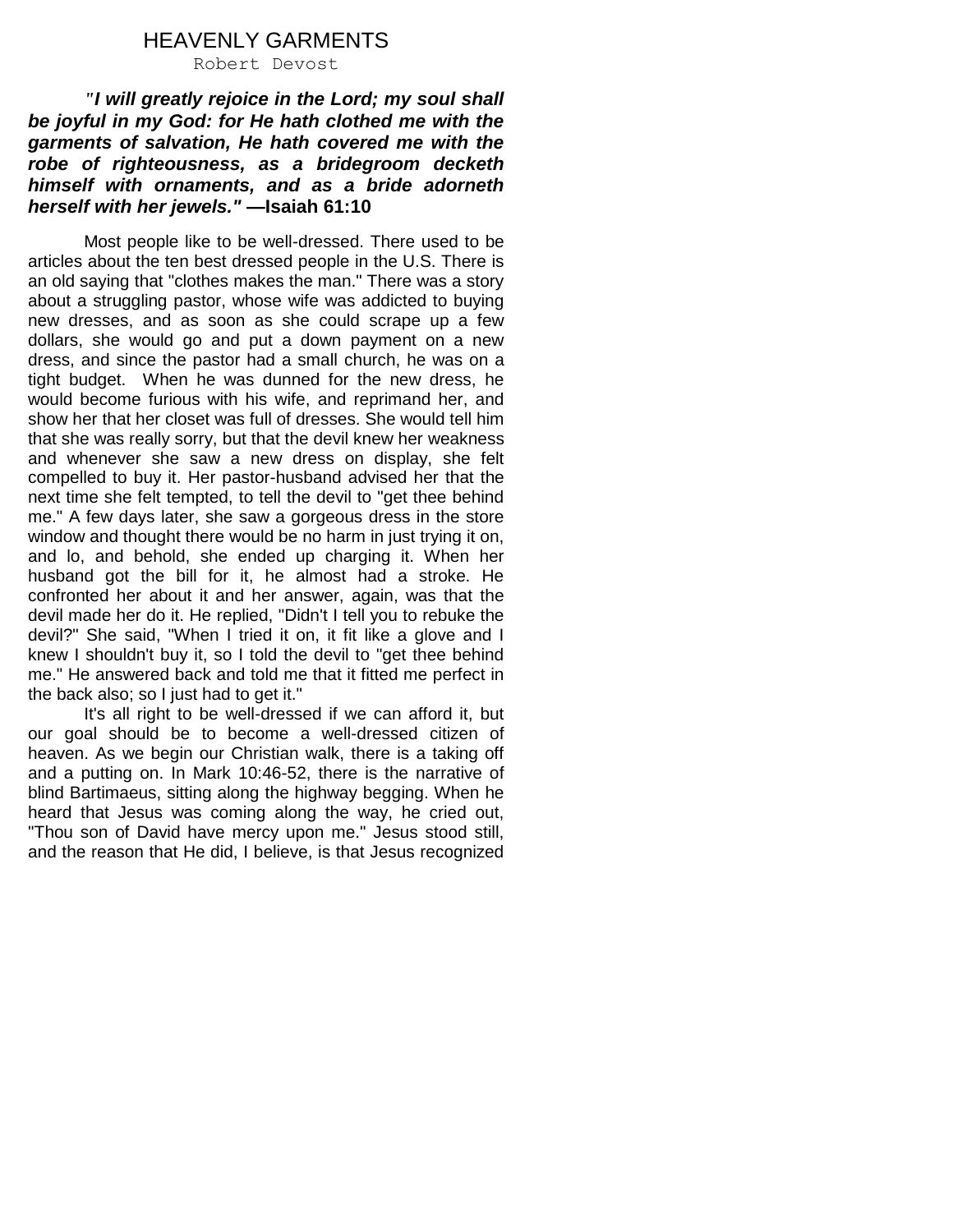# HEAVENLY GARMENTS

Robert Devost

***"I will greatly rejoice in the Lord; my soul shall be joyful in my God: for He hath clothed me with the garments of salvation, He hath covered me with the robe of righteousness, as a bridegroom decketh himself with ornaments, and as a bride adorneth herself with her jewels."* —Isaiah 61:10**

Most people like to be well-dressed. There used to be articles about the ten best dressed people in the U.S. There is an old saying that "clothes makes the man." There was a story about a struggling pastor, whose wife was addicted to buying new dresses, and as soon as she could scrape up a few dollars, she would go and put a down payment on a new dress, and since the pastor had a small church, he was on a tight budget. When he was dunned for the new dress, he would become furious with his wife, and reprimand her, and show her that her closet was full of dresses. She would tell him that she was really sorry, but that the devil knew her weakness and whenever she saw a new dress on display, she felt compelled to buy it. Her pastor-husband advised her that the next time she felt tempted, to tell the devil to "get thee behind me." A few days later, she saw a gorgeous dress in the store window and thought there would be no harm in just trying it on, and lo, and behold, she ended up charging it. When her husband got the bill for it, he almost had a stroke. He confronted her about it and her answer, again, was that the devil made her do it. He replied, "Didn't I tell you to rebuke the devil?" She said, "When I tried it on, it fit like a glove and I knew I shouldn't buy it, so I told the devil to "get thee behind me." He answered back and told me that it fitted me perfect in the back also; so I just had to get it."

It's all right to be well-dressed if we can afford it, but our goal should be to become a well-dressed citizen of heaven. As we begin our Christian walk, there is a taking off and a putting on. In Mark 10:46-52, there is the narrative of blind Bartimaeus, sitting along the highway begging. When he heard that Jesus was coming along the way, he cried out, "Thou son of David have mercy upon me." Jesus stood still, and the reason that He did, I believe, is that Jesus recognized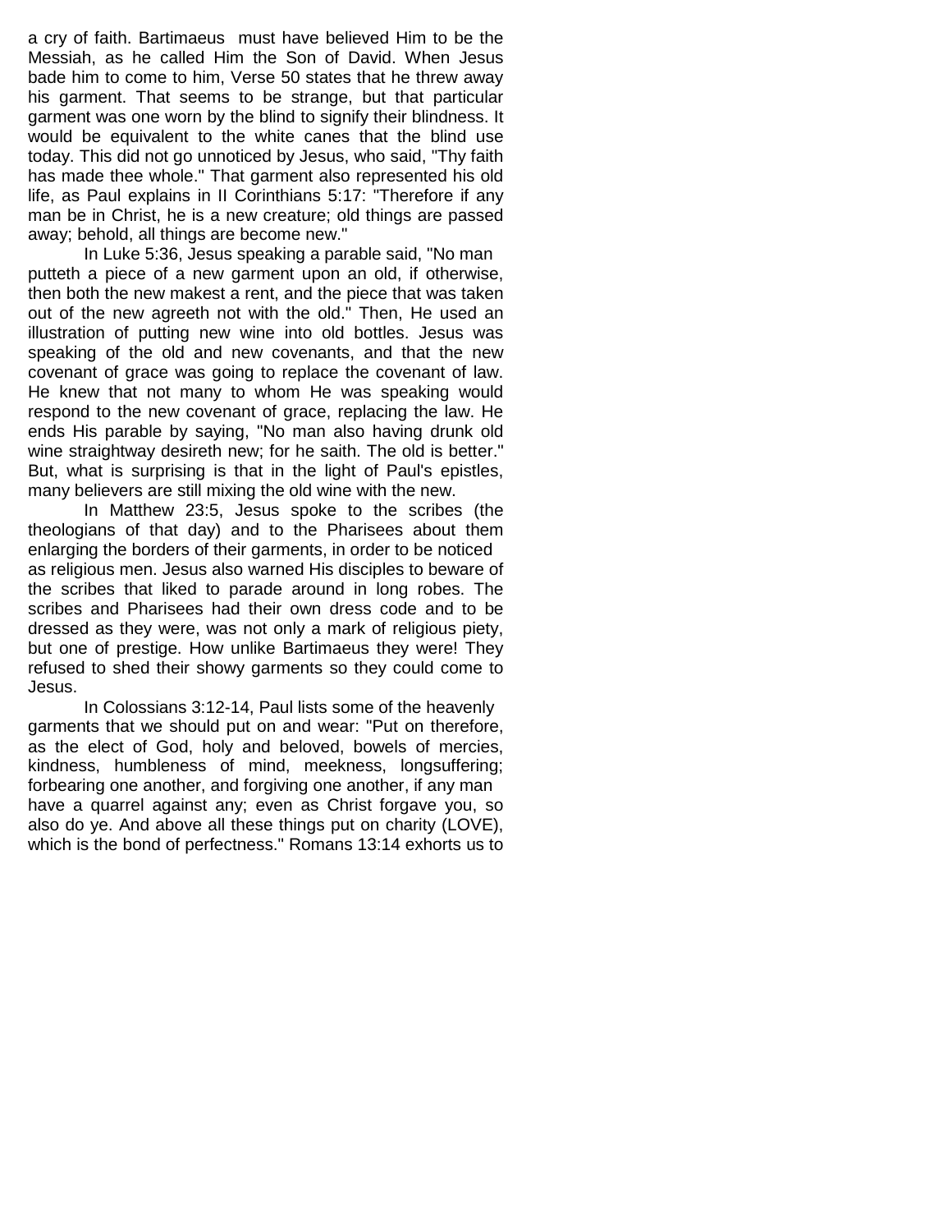a cry of faith. Bartimaeus must have believed Him to be the Messiah, as he called Him the Son of David. When Jesus bade him to come to him, Verse 50 states that he threw away his garment. That seems to be strange, but that particular garment was one worn by the blind to signify their blindness. It would be equivalent to the white canes that the blind use today. This did not go unnoticed by Jesus, who said, "Thy faith has made thee whole." That garment also represented his old life, as Paul explains in II Corinthians 5:17: "Therefore if any man be in Christ, he is a new creature; old things are passed away; behold, all things are become new."

In Luke 5:36, Jesus speaking a parable said, "No man putteth a piece of a new garment upon an old, if otherwise, then both the new makest a rent, and the piece that was taken out of the new agreeth not with the old." Then, He used an illustration of putting new wine into old bottles. Jesus was speaking of the old and new covenants, and that the new covenant of grace was going to replace the covenant of law. He knew that not many to whom He was speaking would respond to the new covenant of grace, replacing the law. He ends His parable by saying, "No man also having drunk old wine straightway desireth new; for he saith. The old is better." But, what is surprising is that in the light of Paul's epistles, many believers are still mixing the old wine with the new.

In Matthew 23:5, Jesus spoke to the scribes (the theologians of that day) and to the Pharisees about them enlarging the borders of their garments, in order to be noticed as religious men. Jesus also warned His disciples to beware of the scribes that liked to parade around in long robes. The scribes and Pharisees had their own dress code and to be dressed as they were, was not only a mark of religious piety, but one of prestige. How unlike Bartimaeus they were! They refused to shed their showy garments so they could come to Jesus.

In Colossians 3:12-14, Paul lists some of the heavenly garments that we should put on and wear: "Put on therefore, as the elect of God, holy and beloved, bowels of mercies, kindness, humbleness of mind, meekness, longsuffering; forbearing one another, and forgiving one another, if any man have a quarrel against any; even as Christ forgave you, so also do ye. And above all these things put on charity (LOVE), which is the bond of perfectness." Romans 13:14 exhorts us to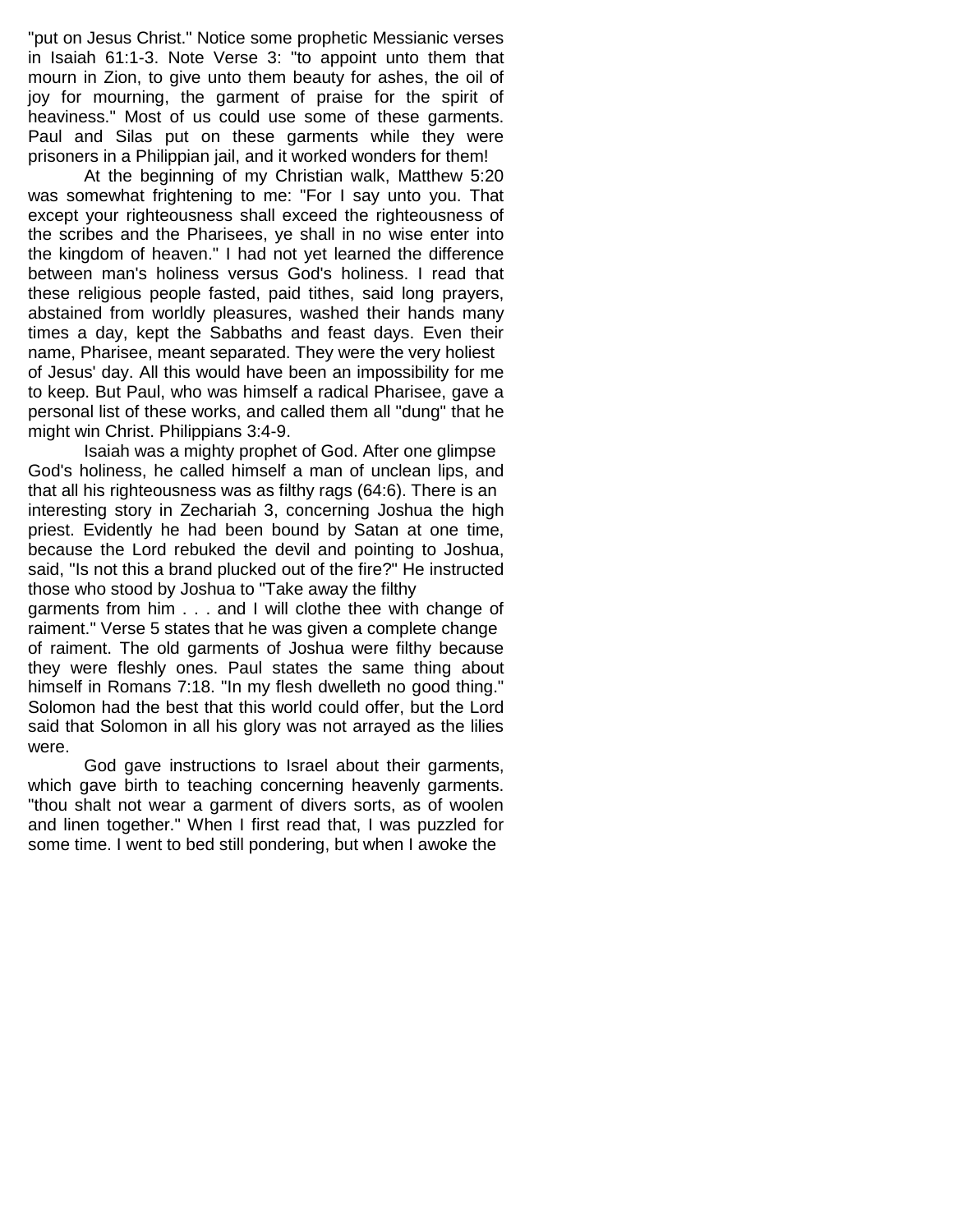"put on Jesus Christ." Notice some prophetic Messianic verses in Isaiah 61:1-3. Note Verse 3: "to appoint unto them that mourn in Zion, to give unto them beauty for ashes, the oil of joy for mourning, the garment of praise for the spirit of heaviness." Most of us could use some of these garments. Paul and Silas put on these garments while they were prisoners in a Philippian jail, and it worked wonders for them!

At the beginning of my Christian walk, Matthew 5:20 was somewhat frightening to me: "For I say unto you. That except your righteousness shall exceed the righteousness of the scribes and the Pharisees, ye shall in no wise enter into the kingdom of heaven." I had not yet learned the difference between man's holiness versus God's holiness. I read that these religious people fasted, paid tithes, said long prayers, abstained from worldly pleasures, washed their hands many times a day, kept the Sabbaths and feast days. Even their name, Pharisee, meant separated. They were the very holiest of Jesus' day. All this would have been an impossibility for me to keep. But Paul, who was himself a radical Pharisee, gave a personal list of these works, and called them all "dung" that he might win Christ. Philippians 3:4-9.

Isaiah was a mighty prophet of God. After one glimpse God's holiness, he called himself a man of unclean lips, and that all his righteousness was as filthy rags (64:6). There is an interesting story in Zechariah 3, concerning Joshua the high priest. Evidently he had been bound by Satan at one time, because the Lord rebuked the devil and pointing to Joshua, said, "Is not this a brand plucked out of the fire?" He instructed those who stood by Joshua to "Take away the filthy garments from him . . . and I will clothe thee with change of raiment." Verse 5 states that he was given a complete change of raiment. The old garments of Joshua were filthy because they were fleshly ones. Paul states the same thing about himself in Romans 7:18. "In my flesh dwelleth no good thing." Solomon had the best that this world could offer, but the Lord said that Solomon in all his glory was not arrayed as the lilies were.

God gave instructions to Israel about their garments, which gave birth to teaching concerning heavenly garments. "thou shalt not wear a garment of divers sorts, as of woolen and linen together." When I first read that, I was puzzled for some time. I went to bed still pondering, but when I awoke the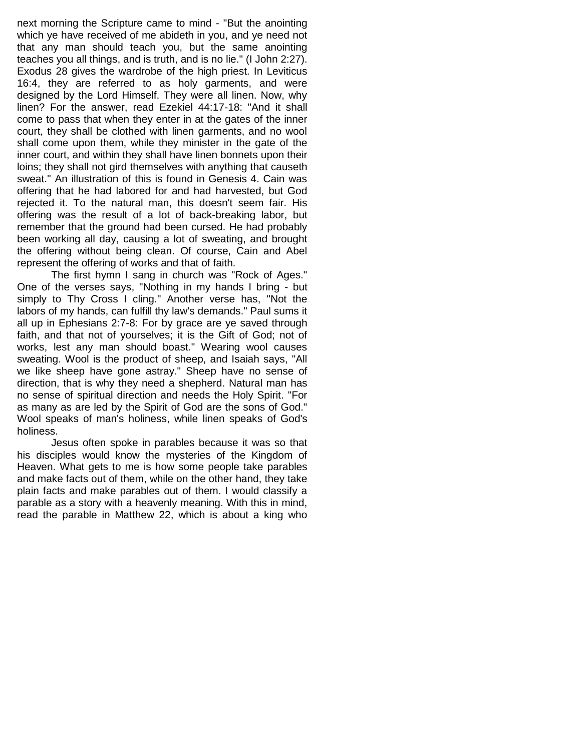next morning the Scripture came to mind - "But the anointing which ye have received of me abideth in you, and ye need not that any man should teach you, but the same anointing teaches you all things, and is truth, and is no lie." (I John 2:27). Exodus 28 gives the wardrobe of the high priest. In Leviticus 16:4, they are referred to as holy garments, and were designed by the Lord Himself. They were all linen. Now, why linen? For the answer, read Ezekiel 44:17-18: "And it shall come to pass that when they enter in at the gates of the inner court, they shall be clothed with linen garments, and no wool shall come upon them, while they minister in the gate of the inner court, and within they shall have linen bonnets upon their loins; they shall not gird themselves with anything that causeth sweat." An illustration of this is found in Genesis 4. Cain was offering that he had labored for and had harvested, but God rejected it. To the natural man, this doesn't seem fair. His offering was the result of a lot of back-breaking labor, but remember that the ground had been cursed. He had probably been working all day, causing a lot of sweating, and brought the offering without being clean. Of course, Cain and Abel represent the offering of works and that of faith.

The first hymn I sang in church was "Rock of Ages." One of the verses says, "Nothing in my hands I bring - but simply to Thy Cross I cling." Another verse has, "Not the labors of my hands, can fulfill thy law's demands." Paul sums it all up in Ephesians 2:7-8: For by grace are ye saved through faith, and that not of yourselves; it is the Gift of God; not of works, lest any man should boast." Wearing wool causes sweating. Wool is the product of sheep, and Isaiah says, "All we like sheep have gone astray." Sheep have no sense of direction, that is why they need a shepherd. Natural man has no sense of spiritual direction and needs the Holy Spirit. "For as many as are led by the Spirit of God are the sons of God." Wool speaks of man's holiness, while linen speaks of God's holiness.

Jesus often spoke in parables because it was so that his disciples would know the mysteries of the Kingdom of Heaven. What gets to me is how some people take parables and make facts out of them, while on the other hand, they take plain facts and make parables out of them. I would classify a parable as a story with a heavenly meaning. With this in mind, read the parable in Matthew 22, which is about a king who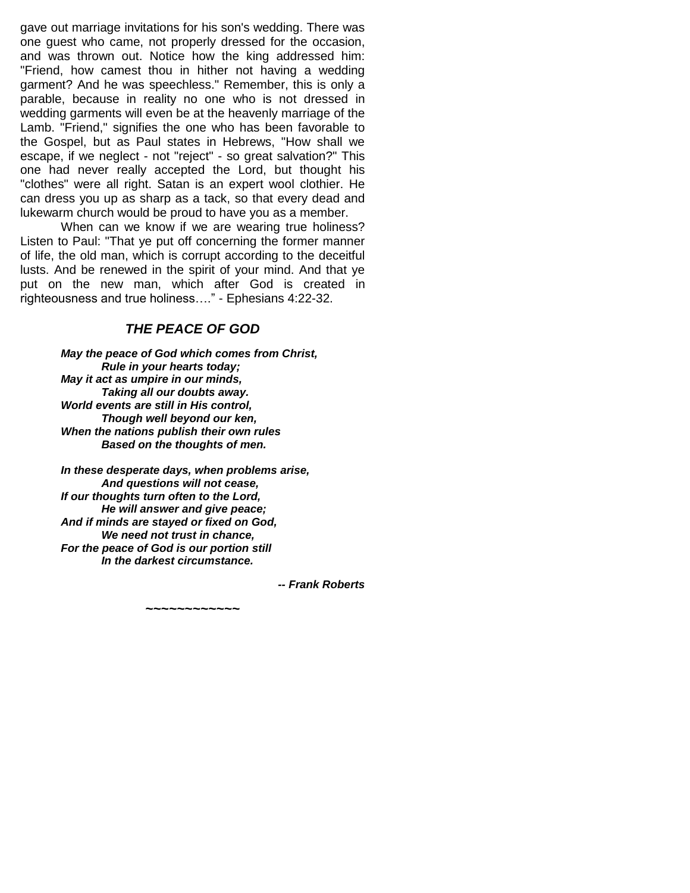gave out marriage invitations for his son's wedding. There was one guest who came, not properly dressed for the occasion, and was thrown out. Notice how the king addressed him: "Friend, how camest thou in hither not having a wedding garment? And he was speechless." Remember, this is only a parable, because in reality no one who is not dressed in wedding garments will even be at the heavenly marriage of the Lamb. "Friend," signifies the one who has been favorable to the Gospel, but as Paul states in Hebrews, "How shall we escape, if we neglect - not "reject" - so great salvation?" This one had never really accepted the Lord, but thought his "clothes" were all right. Satan is an expert wool clothier. He can dress you up as sharp as a tack, so that every dead and lukewarm church would be proud to have you as a member.

When can we know if we are wearing true holiness? Listen to Paul: "That ye put off concerning the former manner of life, the old man, which is corrupt according to the deceitful lusts. And be renewed in the spirit of your mind. And that ye put on the new man, which after God is created in righteousness and true holiness…." - Ephesians 4:22-32.

## *THE PEACE OF GOD*

***May the peace of God which comes from Christ,***
***Rule in your hearts today;***
***May it act as umpire in our minds,***
***Taking all our doubts away.***
***World events are still in His control,***
***Though well beyond our ken,***
***When the nations publish their own rules***
***Based on the thoughts of men.***

***In these desperate days, when problems arise,***
***And questions will not cease,***
***If our thoughts turn often to the Lord,***
***He will answer and give peace;***
***And if minds are stayed or fixed on God,***
***We need not trust in chance,***
***For the peace of God is our portion still***
***In the darkest circumstance.***

***-- Frank Roberts***

~~~~~~~~~~~~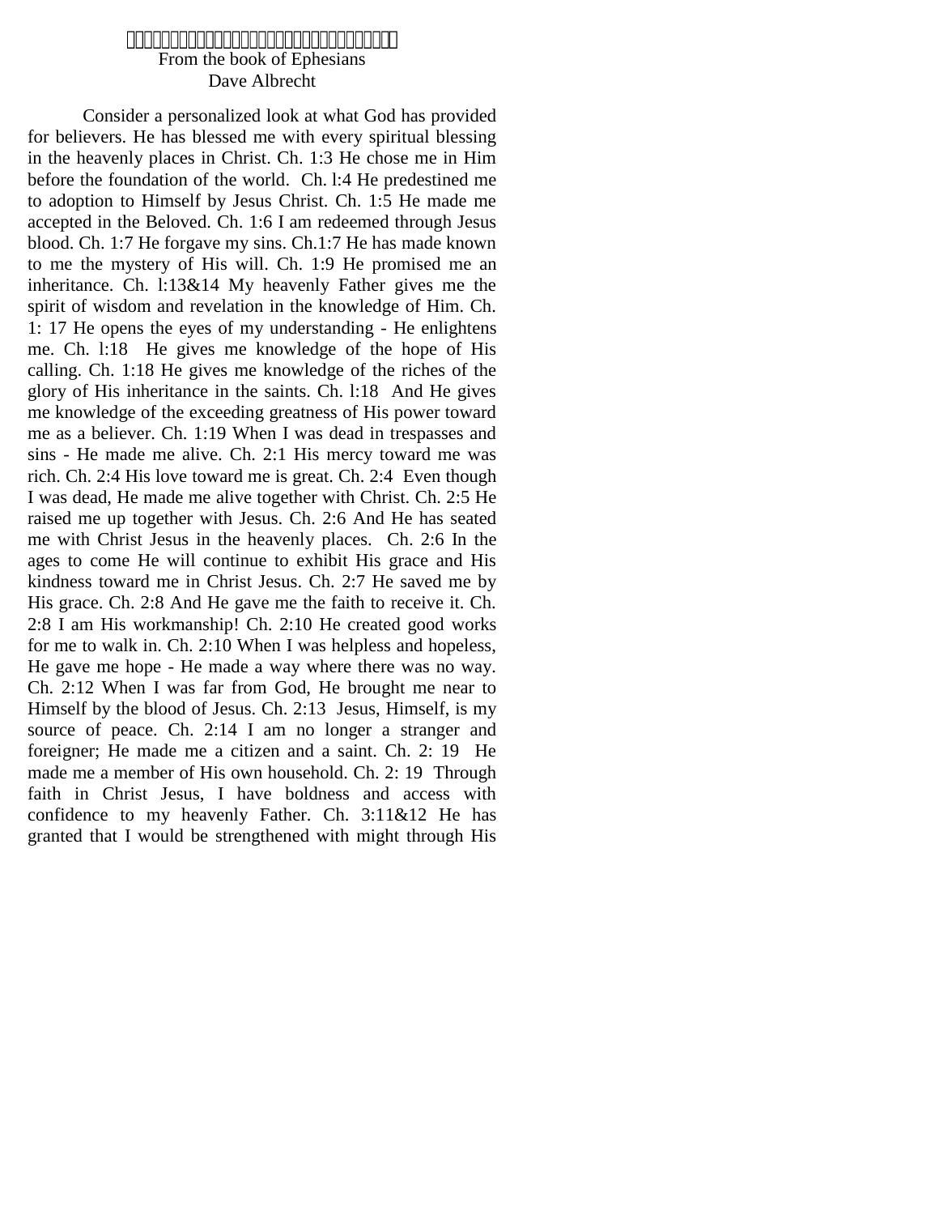From the book of Ephesians

Dave Albrecht

Consider a personalized look at what God has provided for believers. He has blessed me with every spiritual blessing in the heavenly places in Christ. Ch. 1:3 He chose me in Him before the foundation of the world. Ch. l:4 He predestined me to adoption to Himself by Jesus Christ. Ch. 1:5 He made me accepted in the Beloved. Ch. 1:6 I am redeemed through Jesus blood. Ch. 1:7 He forgave my sins. Ch.1:7 He has made known to me the mystery of His will. Ch. 1:9 He promised me an inheritance. Ch. l:13&14 My heavenly Father gives me the spirit of wisdom and revelation in the knowledge of Him. Ch. 1: 17 He opens the eyes of my understanding - He enlightens me. Ch. l:18 He gives me knowledge of the hope of His calling. Ch. 1:18 He gives me knowledge of the riches of the glory of His inheritance in the saints. Ch. l:18 And He gives me knowledge of the exceeding greatness of His power toward me as a believer. Ch. 1:19 When I was dead in trespasses and sins - He made me alive. Ch. 2:1 His mercy toward me was rich. Ch. 2:4 His love toward me is great. Ch. 2:4 Even though I was dead, He made me alive together with Christ. Ch. 2:5 He raised me up together with Jesus. Ch. 2:6 And He has seated me with Christ Jesus in the heavenly places. Ch. 2:6 In the ages to come He will continue to exhibit His grace and His kindness toward me in Christ Jesus. Ch. 2:7 He saved me by His grace. Ch. 2:8 And He gave me the faith to receive it. Ch. 2:8 I am His workmanship! Ch. 2:10 He created good works for me to walk in. Ch. 2:10 When I was helpless and hopeless, He gave me hope - He made a way where there was no way. Ch. 2:12 When I was far from God, He brought me near to Himself by the blood of Jesus. Ch. 2:13 Jesus, Himself, is my source of peace. Ch. 2:14 I am no longer a stranger and foreigner; He made me a citizen and a saint. Ch. 2: 19 He made me a member of His own household. Ch. 2: 19 Through faith in Christ Jesus, I have boldness and access with confidence to my heavenly Father. Ch. 3:11&12 He has granted that I would be strengthened with might through His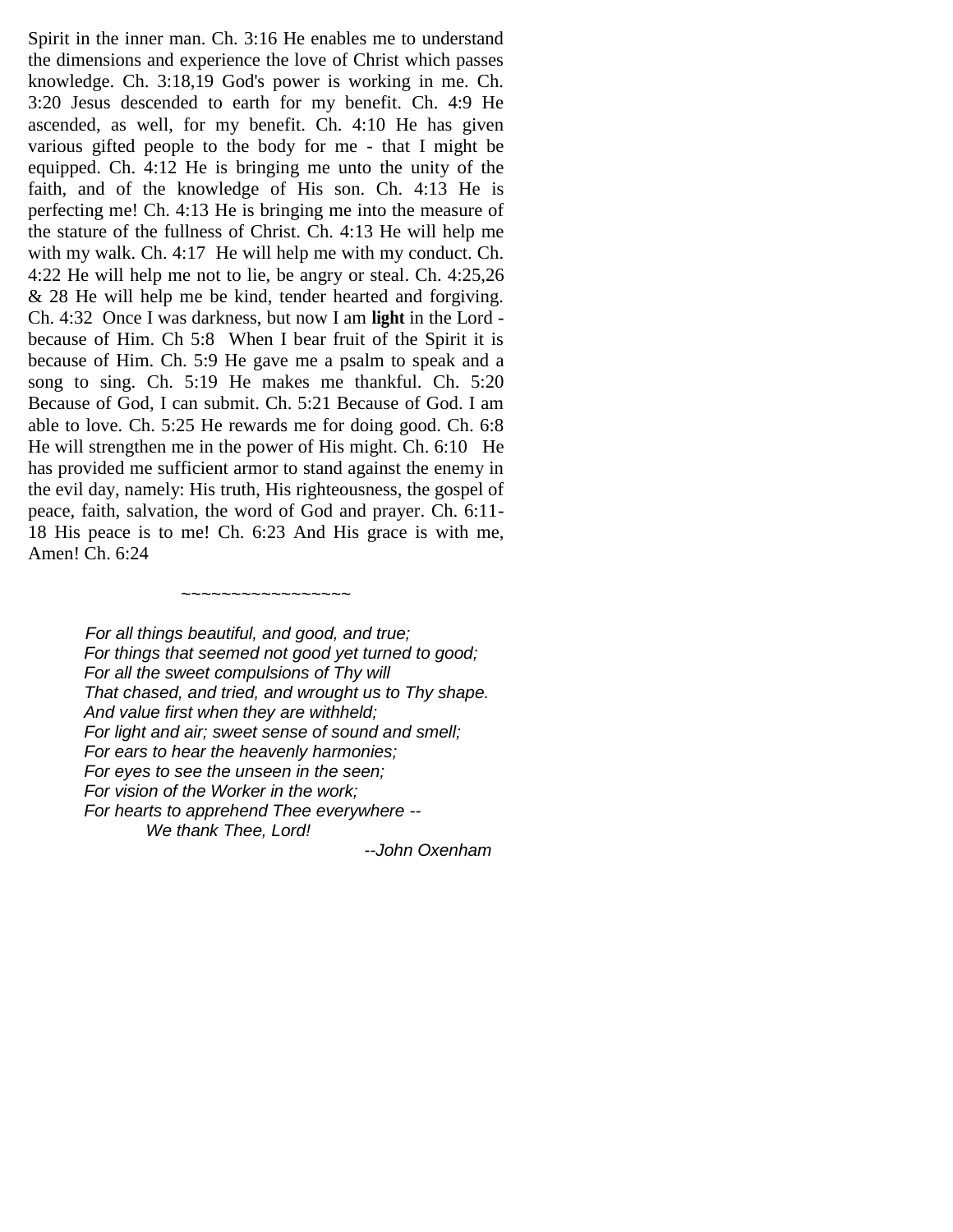Spirit in the inner man. Ch. 3:16 He enables me to understand the dimensions and experience the love of Christ which passes knowledge. Ch. 3:18,19 God's power is working in me. Ch. 3:20 Jesus descended to earth for my benefit. Ch. 4:9 He ascended, as well, for my benefit. Ch. 4:10 He has given various gifted people to the body for me - that I might be equipped. Ch. 4:12 He is bringing me unto the unity of the faith, and of the knowledge of His son. Ch. 4:13 He is perfecting me! Ch. 4:13 He is bringing me into the measure of the stature of the fullness of Christ. Ch. 4:13 He will help me with my walk. Ch. 4:17 He will help me with my conduct. Ch. 4:22 He will help me not to lie, be angry or steal. Ch. 4:25,26 & 28 He will help me be kind, tender hearted and forgiving. Ch. 4:32 Once I was darkness, but now I am **light** in the Lord - because of Him. Ch 5:8 When I bear fruit of the Spirit it is because of Him. Ch. 5:9 He gave me a psalm to speak and a song to sing. Ch. 5:19 He makes me thankful. Ch. 5:20 Because of God, I can submit. Ch. 5:21 Because of God. I am able to love. Ch. 5:25 He rewards me for doing good. Ch. 6:8 He will strengthen me in the power of His might. Ch. 6:10 He has provided me sufficient armor to stand against the enemy in the evil day, namely: His truth, His righteousness, the gospel of peace, faith, salvation, the word of God and prayer. Ch. 6:11-18 His peace is to me! Ch. 6:23 And His grace is with me, Amen! Ch. 6:24

~~~~~~~~~~~~~~~~~

*For all things beautiful, and good, and true;*
*For things that seemed not good yet turned to good;*
*For all the sweet compulsions of Thy will*
*That chased, and tried, and wrought us to Thy shape.*
*And value first when they are withheld;*
*For light and air; sweet sense of sound and smell;*
*For ears to hear the heavenly harmonies;*
*For eyes to see the unseen in the seen;*
*For vision of the Worker in the work;*
*For hearts to apprehend Thee everywhere --*
*We thank Thee, Lord!*

*--John Oxenham*